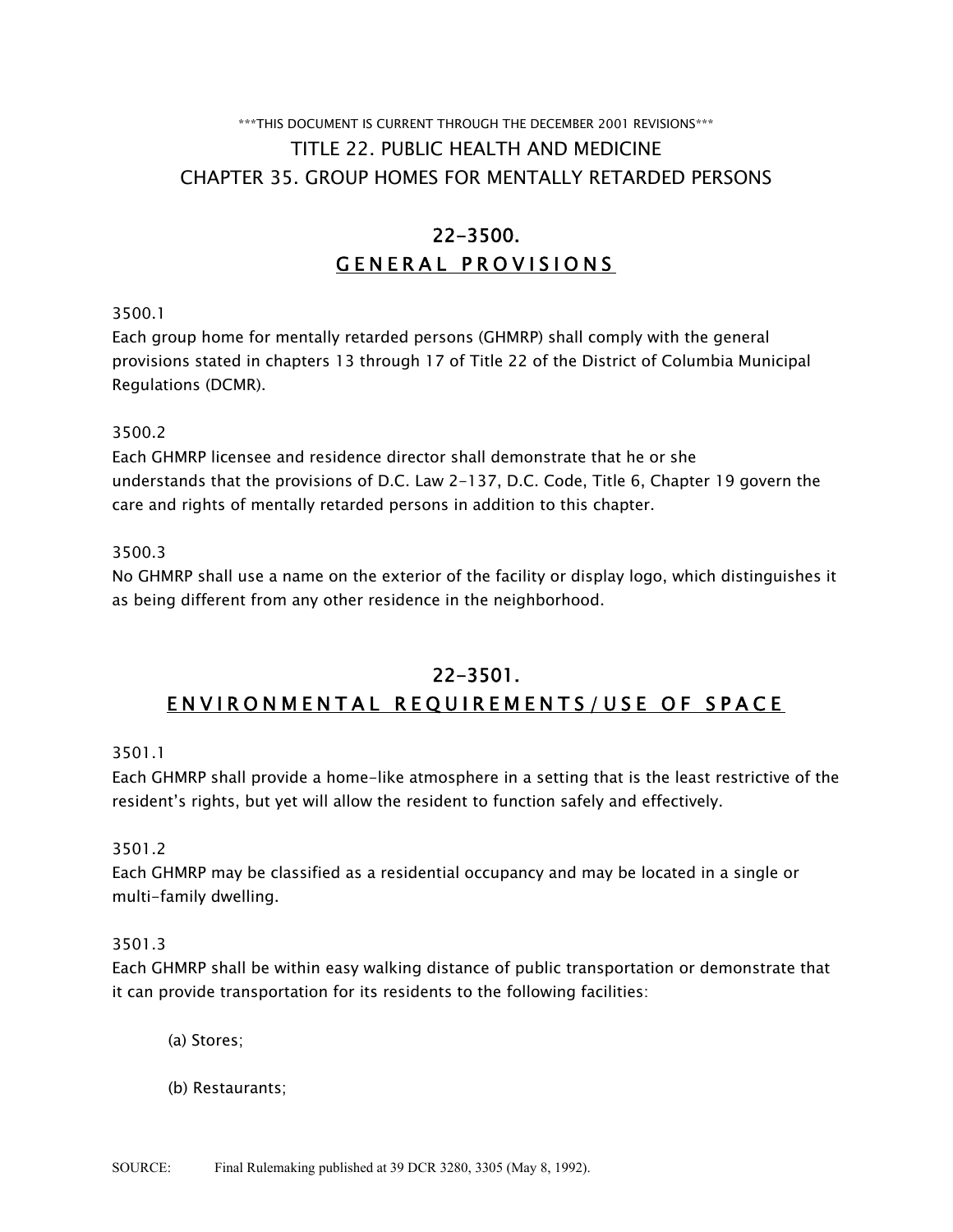\*\*\*THIS DOCUMENT IS CURRENT THROUGH THE DECEMBER 2001 REVISIONS\*\*\*

# TITLE 22. PUBLIC HEALTH AND MEDICINE
# CHAPTER 35. GROUP HOMES FOR MENTALLY RETARDED PERSONS

## 22-3500.
## GENERAL PROVISIONS

3500.1
Each group home for mentally retarded persons (GHMRP) shall comply with the general provisions stated in chapters 13 through 17 of Title 22 of the District of Columbia Municipal Regulations (DCMR).

3500.2
Each GHMRP licensee and residence director shall demonstrate that he or she understands that the provisions of D.C. Law 2-137, D.C. Code, Title 6, Chapter 19 govern the care and rights of mentally retarded persons in addition to this chapter.

3500.3
No GHMRP shall use a name on the exterior of the facility or display logo, which distinguishes it as being different from any other residence in the neighborhood.

## 22-3501.
## ENVIRONMENTAL REQUIREMENTS/USE OF SPACE

3501.1
Each GHMRP shall provide a home-like atmosphere in a setting that is the least restrictive of the resident's rights, but yet will allow the resident to function safely and effectively.

3501.2
Each GHMRP may be classified as a residential occupancy and may be located in a single or multi-family dwelling.

3501.3
Each GHMRP shall be within easy walking distance of public transportation or demonstrate that it can provide transportation for its residents to the following facilities:

(a) Stores;

(b) Restaurants;

SOURCE: Final Rulemaking published at 39 DCR 3280, 3305 (May 8, 1992).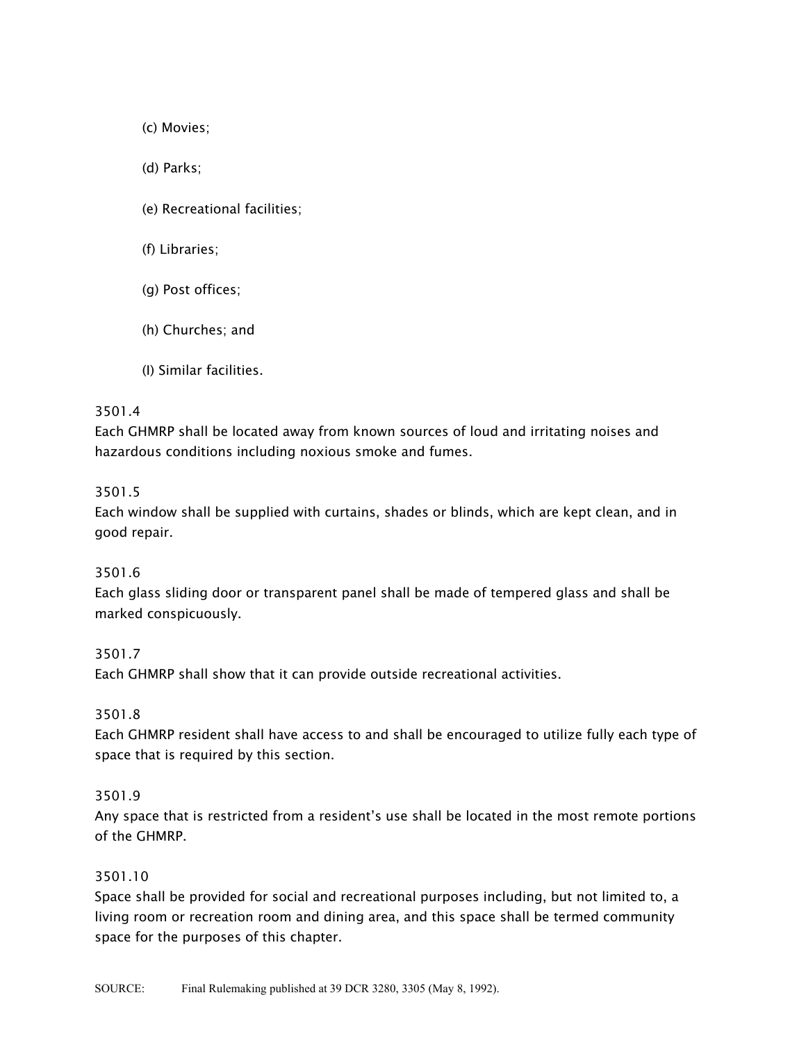(c) Movies;

(d) Parks;

(e) Recreational facilities;

(f) Libraries;

(g) Post offices;

(h) Churches; and

(I) Similar facilities.

3501.4
Each GHMRP shall be located away from known sources of loud and irritating noises and hazardous conditions including noxious smoke and fumes.

3501.5
Each window shall be supplied with curtains, shades or blinds, which are kept clean, and in good repair.

3501.6
Each glass sliding door or transparent panel shall be made of tempered glass and shall be marked conspicuously.

3501.7
Each GHMRP shall show that it can provide outside recreational activities.

3501.8
Each GHMRP resident shall have access to and shall be encouraged to utilize fully each type of space that is required by this section.

3501.9
Any space that is restricted from a resident's use shall be located in the most remote portions of the GHMRP.

3501.10
Space shall be provided for social and recreational purposes including, but not limited to, a living room or recreation room and dining area, and this space shall be termed community space for the purposes of this chapter.

SOURCE: Final Rulemaking published at 39 DCR 3280, 3305 (May 8, 1992).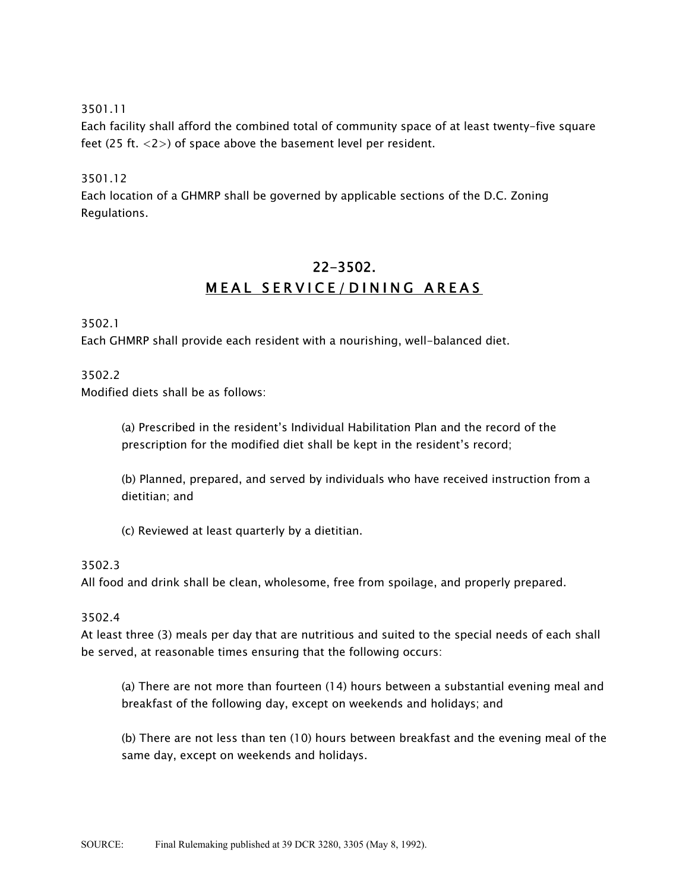3501.11
Each facility shall afford the combined total of community space of at least twenty-five square feet (25 ft. <2>) of space above the basement level per resident.

3501.12
Each location of a GHMRP shall be governed by applicable sections of the D.C. Zoning Regulations.

## 22-3502.
## MEAL SERVICE/DINING AREAS

3502.1
Each GHMRP shall provide each resident with a nourishing, well-balanced diet.

3502.2
Modified diets shall be as follows:

> (a) Prescribed in the resident's Individual Habilitation Plan and the record of the prescription for the modified diet shall be kept in the resident's record;
>
> (b) Planned, prepared, and served by individuals who have received instruction from a dietitian; and
>
> (c) Reviewed at least quarterly by a dietitian.

3502.3
All food and drink shall be clean, wholesome, free from spoilage, and properly prepared.

3502.4
At least three (3) meals per day that are nutritious and suited to the special needs of each shall be served, at reasonable times ensuring that the following occurs:

> (a) There are not more than fourteen (14) hours between a substantial evening meal and breakfast of the following day, except on weekends and holidays; and
>
> (b) There are not less than ten (10) hours between breakfast and the evening meal of the same day, except on weekends and holidays.

SOURCE: Final Rulemaking published at 39 DCR 3280, 3305 (May 8, 1992).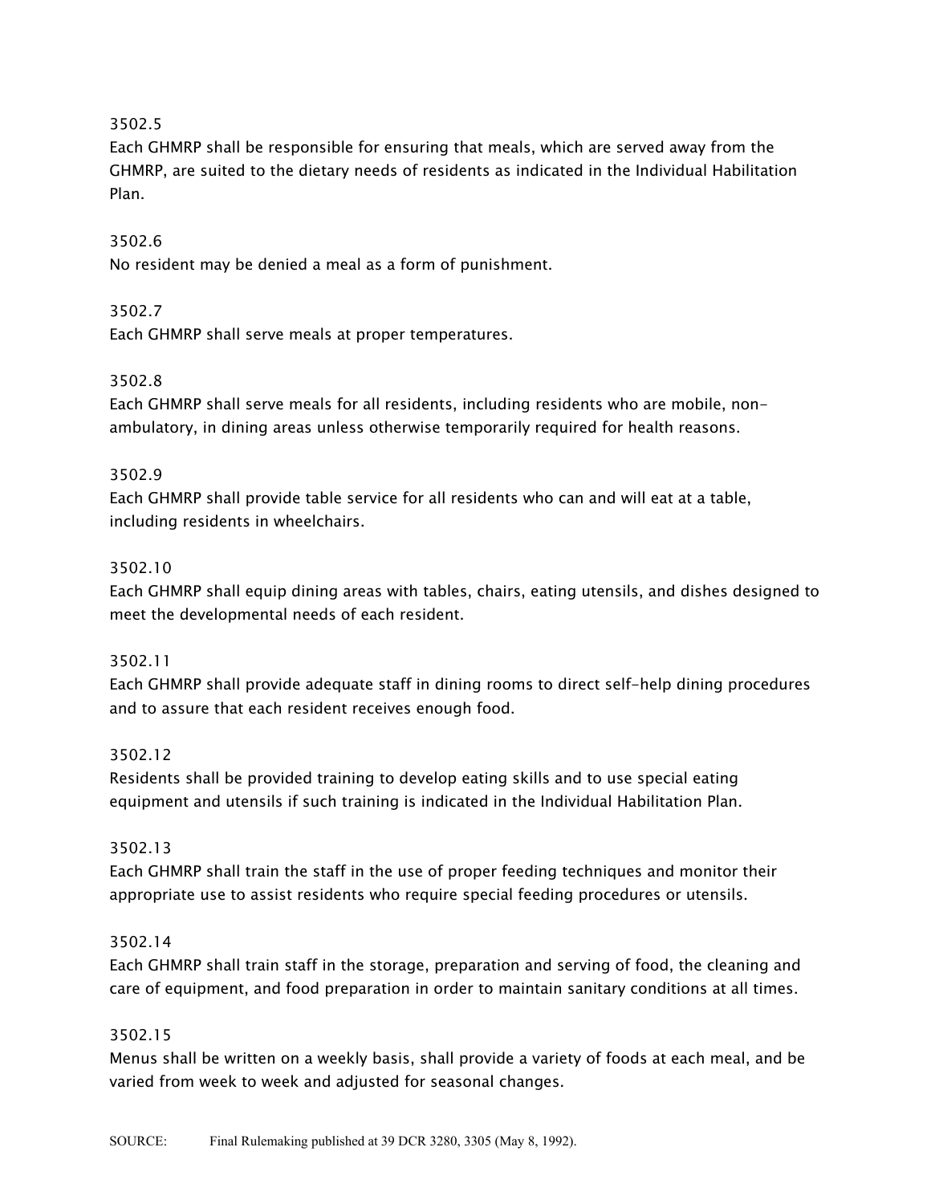3502.5

Each GHMRP shall be responsible for ensuring that meals, which are served away from the GHMRP, are suited to the dietary needs of residents as indicated in the Individual Habilitation Plan.

3502.6

No resident may be denied a meal as a form of punishment.

3502.7

Each GHMRP shall serve meals at proper temperatures.

3502.8

Each GHMRP shall serve meals for all residents, including residents who are mobile, non-ambulatory, in dining areas unless otherwise temporarily required for health reasons.

3502.9

Each GHMRP shall provide table service for all residents who can and will eat at a table, including residents in wheelchairs.

3502.10

Each GHMRP shall equip dining areas with tables, chairs, eating utensils, and dishes designed to meet the developmental needs of each resident.

3502.11

Each GHMRP shall provide adequate staff in dining rooms to direct self-help dining procedures and to assure that each resident receives enough food.

3502.12

Residents shall be provided training to develop eating skills and to use special eating equipment and utensils if such training is indicated in the Individual Habilitation Plan.

3502.13

Each GHMRP shall train the staff in the use of proper feeding techniques and monitor their appropriate use to assist residents who require special feeding procedures or utensils.

3502.14

Each GHMRP shall train staff in the storage, preparation and serving of food, the cleaning and care of equipment, and food preparation in order to maintain sanitary conditions at all times.

3502.15

Menus shall be written on a weekly basis, shall provide a variety of foods at each meal, and be varied from week to week and adjusted for seasonal changes.

SOURCE: Final Rulemaking published at 39 DCR 3280, 3305 (May 8, 1992).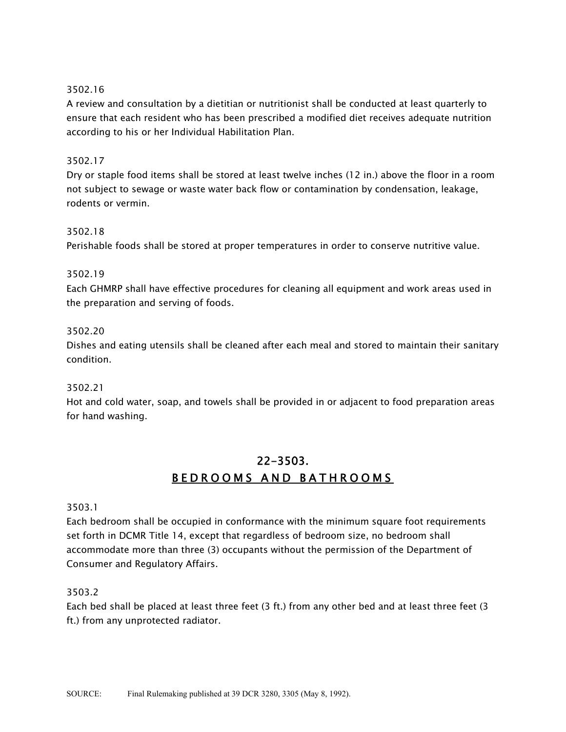3502.16
A review and consultation by a dietitian or nutritionist shall be conducted at least quarterly to ensure that each resident who has been prescribed a modified diet receives adequate nutrition according to his or her Individual Habilitation Plan.

3502.17
Dry or staple food items shall be stored at least twelve inches (12 in.) above the floor in a room not subject to sewage or waste water back flow or contamination by condensation, leakage, rodents or vermin.

3502.18
Perishable foods shall be stored at proper temperatures in order to conserve nutritive value.

3502.19
Each GHMRP shall have effective procedures for cleaning all equipment and work areas used in the preparation and serving of foods.

3502.20
Dishes and eating utensils shall be cleaned after each meal and stored to maintain their sanitary condition.

3502.21
Hot and cold water, soap, and towels shall be provided in or adjacent to food preparation areas for hand washing.

## 22-3503.
## BEDROOMS AND BATHROOMS

3503.1
Each bedroom shall be occupied in conformance with the minimum square foot requirements set forth in DCMR Title 14, except that regardless of bedroom size, no bedroom shall accommodate more than three (3) occupants without the permission of the Department of Consumer and Regulatory Affairs.

3503.2
Each bed shall be placed at least three feet (3 ft.) from any other bed and at least three feet (3 ft.) from any unprotected radiator.

SOURCE: Final Rulemaking published at 39 DCR 3280, 3305 (May 8, 1992).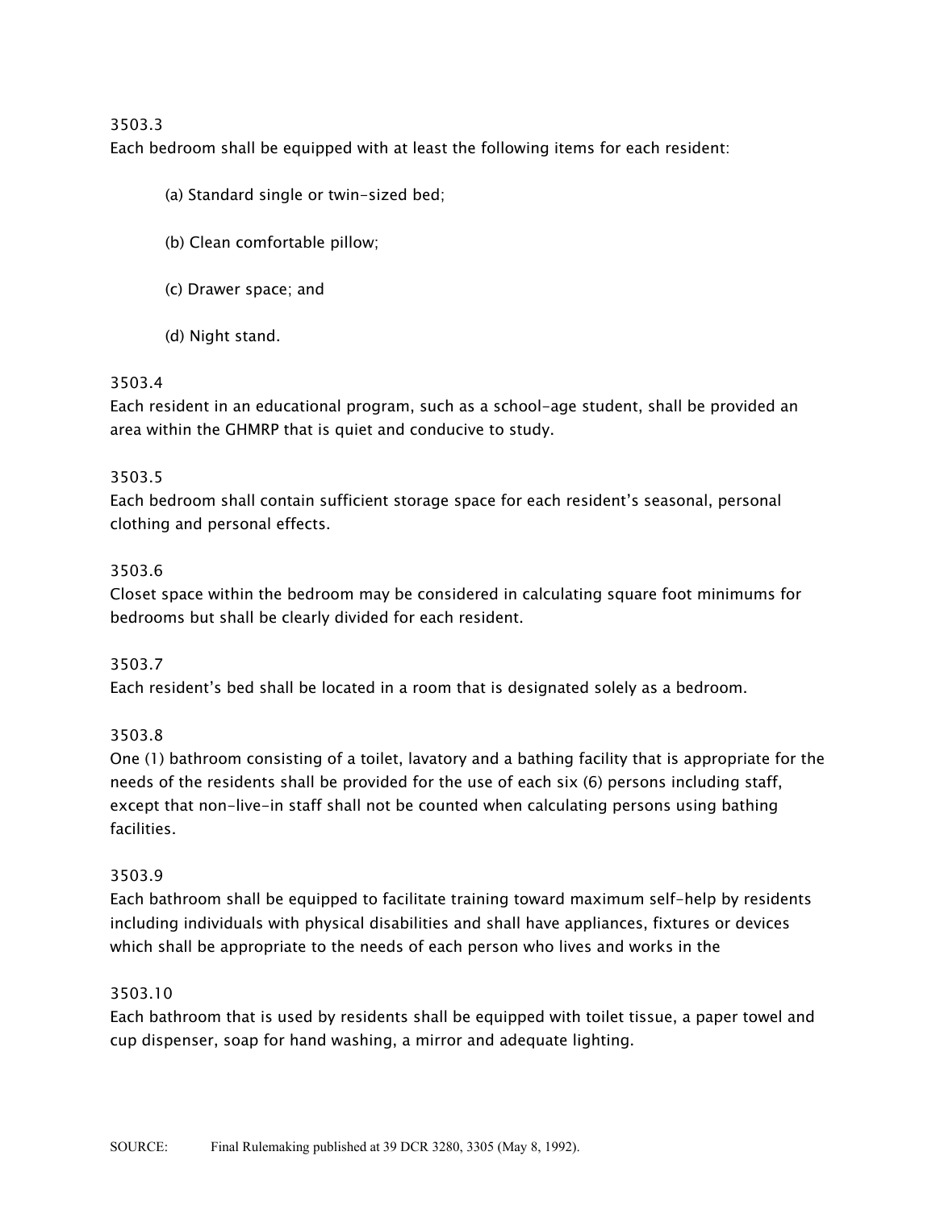3503.3

Each bedroom shall be equipped with at least the following items for each resident:

(a) Standard single or twin-sized bed;

(b) Clean comfortable pillow;

(c) Drawer space; and

(d) Night stand.

3503.4

Each resident in an educational program, such as a school-age student, shall be provided an area within the GHMRP that is quiet and conducive to study.

3503.5

Each bedroom shall contain sufficient storage space for each resident's seasonal, personal clothing and personal effects.

3503.6

Closet space within the bedroom may be considered in calculating square foot minimums for bedrooms but shall be clearly divided for each resident.

3503.7

Each resident's bed shall be located in a room that is designated solely as a bedroom.

3503.8

One (1) bathroom consisting of a toilet, lavatory and a bathing facility that is appropriate for the needs of the residents shall be provided for the use of each six (6) persons including staff, except that non-live-in staff shall not be counted when calculating persons using bathing facilities.

3503.9

Each bathroom shall be equipped to facilitate training toward maximum self-help by residents including individuals with physical disabilities and shall have appliances, fixtures or devices which shall be appropriate to the needs of each person who lives and works in the

3503.10

Each bathroom that is used by residents shall be equipped with toilet tissue, a paper towel and cup dispenser, soap for hand washing, a mirror and adequate lighting.

SOURCE: Final Rulemaking published at 39 DCR 3280, 3305 (May 8, 1992).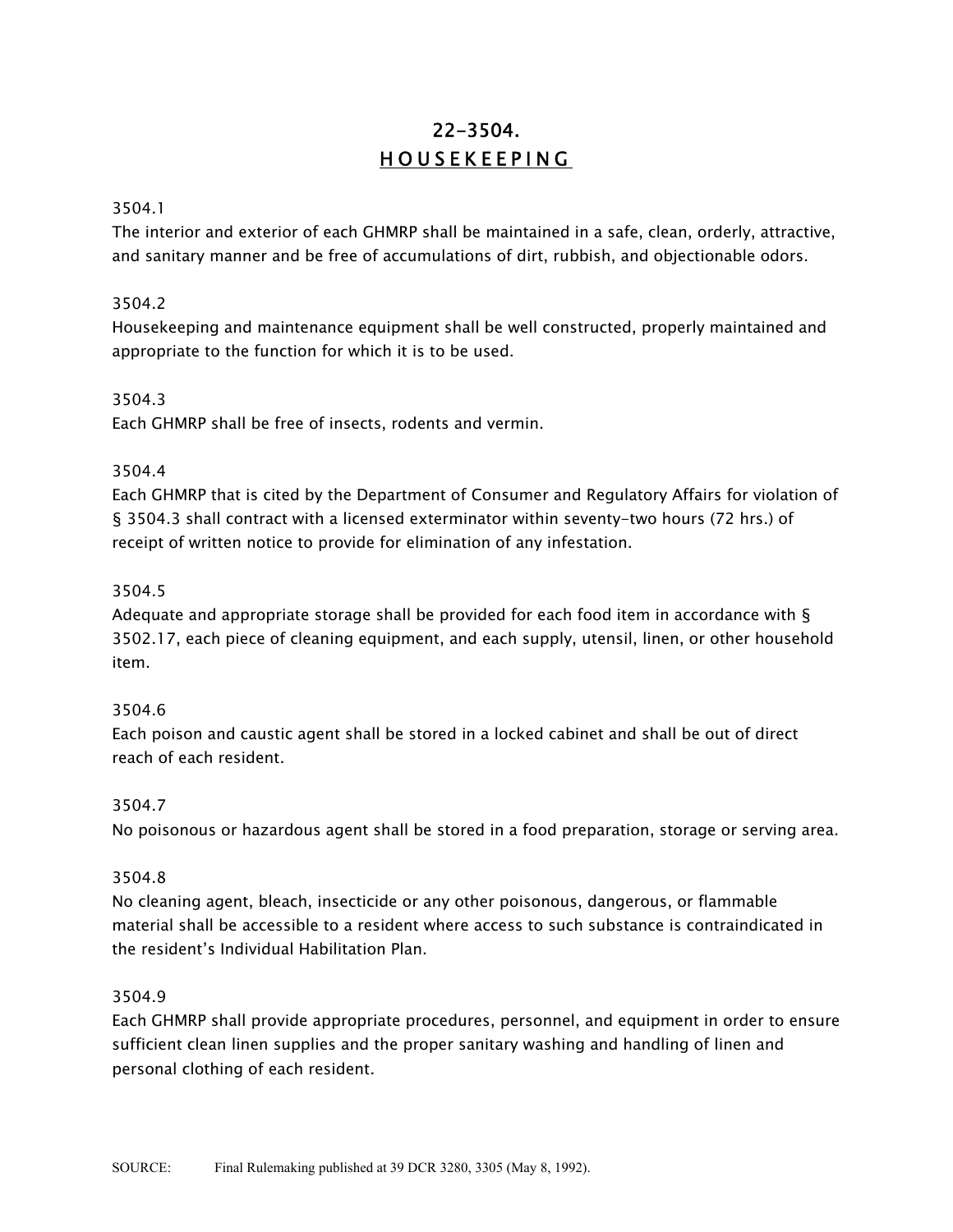# 22-3504.
## HOUSEKEEPING

3504.1
The interior and exterior of each GHMRP shall be maintained in a safe, clean, orderly, attractive, and sanitary manner and be free of accumulations of dirt, rubbish, and objectionable odors.

3504.2
Housekeeping and maintenance equipment shall be well constructed, properly maintained and appropriate to the function for which it is to be used.

3504.3
Each GHMRP shall be free of insects, rodents and vermin.

3504.4
Each GHMRP that is cited by the Department of Consumer and Regulatory Affairs for violation of § 3504.3 shall contract with a licensed exterminator within seventy-two hours (72 hrs.) of receipt of written notice to provide for elimination of any infestation.

3504.5
Adequate and appropriate storage shall be provided for each food item in accordance with § 3502.17, each piece of cleaning equipment, and each supply, utensil, linen, or other household item.

3504.6
Each poison and caustic agent shall be stored in a locked cabinet and shall be out of direct reach of each resident.

3504.7
No poisonous or hazardous agent shall be stored in a food preparation, storage or serving area.

3504.8
No cleaning agent, bleach, insecticide or any other poisonous, dangerous, or flammable material shall be accessible to a resident where access to such substance is contraindicated in the resident's Individual Habilitation Plan.

3504.9
Each GHMRP shall provide appropriate procedures, personnel, and equipment in order to ensure sufficient clean linen supplies and the proper sanitary washing and handling of linen and personal clothing of each resident.

SOURCE: Final Rulemaking published at 39 DCR 3280, 3305 (May 8, 1992).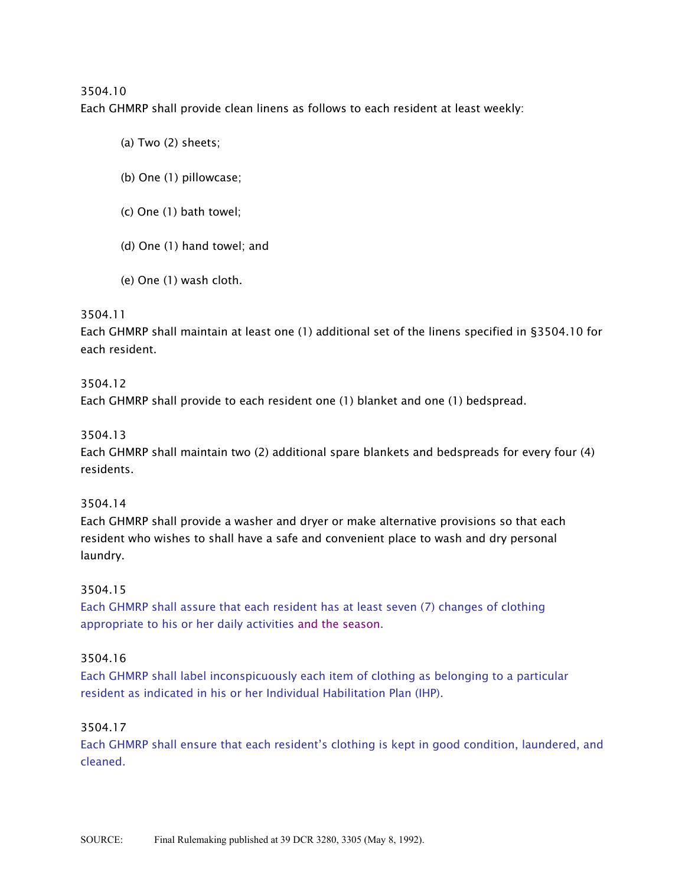3504.10
Each GHMRP shall provide clean linens as follows to each resident at least weekly:

(a) Two (2) sheets;

(b) One (1) pillowcase;

(c) One (1) bath towel;

(d) One (1) hand towel; and

(e) One (1) wash cloth.

3504.11
Each GHMRP shall maintain at least one (1) additional set of the linens specified in §3504.10 for each resident.

3504.12
Each GHMRP shall provide to each resident one (1) blanket and one (1) bedspread.

3504.13
Each GHMRP shall maintain two (2) additional spare blankets and bedspreads for every four (4) residents.

3504.14
Each GHMRP shall provide a washer and dryer or make alternative provisions so that each resident who wishes to shall have a safe and convenient place to wash and dry personal laundry.

3504.15
Each GHMRP shall assure that each resident has at least seven (7) changes of clothing appropriate to his or her daily activities and the season.

3504.16
Each GHMRP shall label inconspicuously each item of clothing as belonging to a particular resident as indicated in his or her Individual Habilitation Plan (IHP).

3504.17
Each GHMRP shall ensure that each resident's clothing is kept in good condition, laundered, and cleaned.

SOURCE: Final Rulemaking published at 39 DCR 3280, 3305 (May 8, 1992).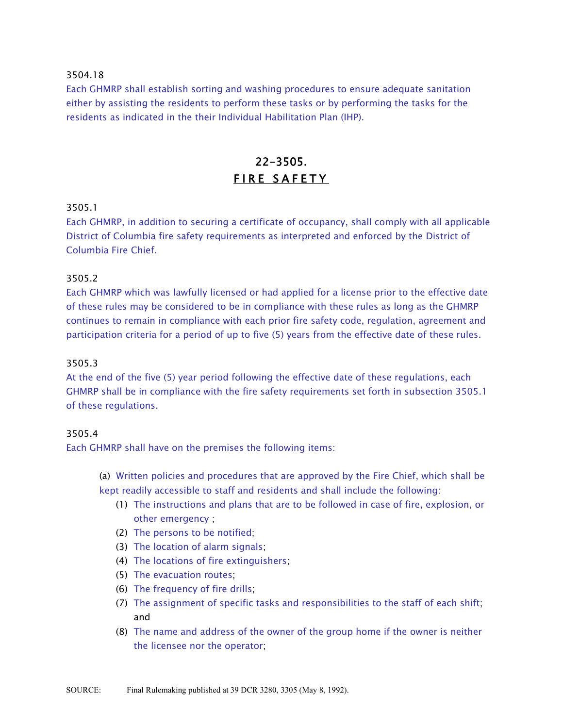3504.18

Each GHMRP shall establish sorting and washing procedures to ensure adequate sanitation either by assisting the residents to perform these tasks or by performing the tasks for the residents as indicated in the their Individual Habilitation Plan (IHP).

## 22-3505.
## FIRE SAFETY

3505.1

Each GHMRP, in addition to securing a certificate of occupancy, shall comply with all applicable District of Columbia fire safety requirements as interpreted and enforced by the District of Columbia Fire Chief.

3505.2

Each GHMRP which was lawfully licensed or had applied for a license prior to the effective date of these rules may be considered to be in compliance with these rules as long as the GHMRP continues to remain in compliance with each prior fire safety code, regulation, agreement and participation criteria for a period of up to five (5) years from the effective date of these rules.

3505.3

At the end of the five (5) year period following the effective date of these regulations, each GHMRP shall be in compliance with the fire safety requirements set forth in subsection 3505.1 of these regulations.

3505.4

Each GHMRP shall have on the premises the following items:

(a) Written policies and procedures that are approved by the Fire Chief, which shall be kept readily accessible to staff and residents and shall include the following:

1. The instructions and plans that are to be followed in case of fire, explosion, or other emergency ;
2. The persons to be notified;
3. The location of alarm signals;
4. The locations of fire extinguishers;
5. The evacuation routes;
6. The frequency of fire drills;
7. The assignment of specific tasks and responsibilities to the staff of each shift; and
8. The name and address of the owner of the group home if the owner is neither the licensee nor the operator;

SOURCE: Final Rulemaking published at 39 DCR 3280, 3305 (May 8, 1992).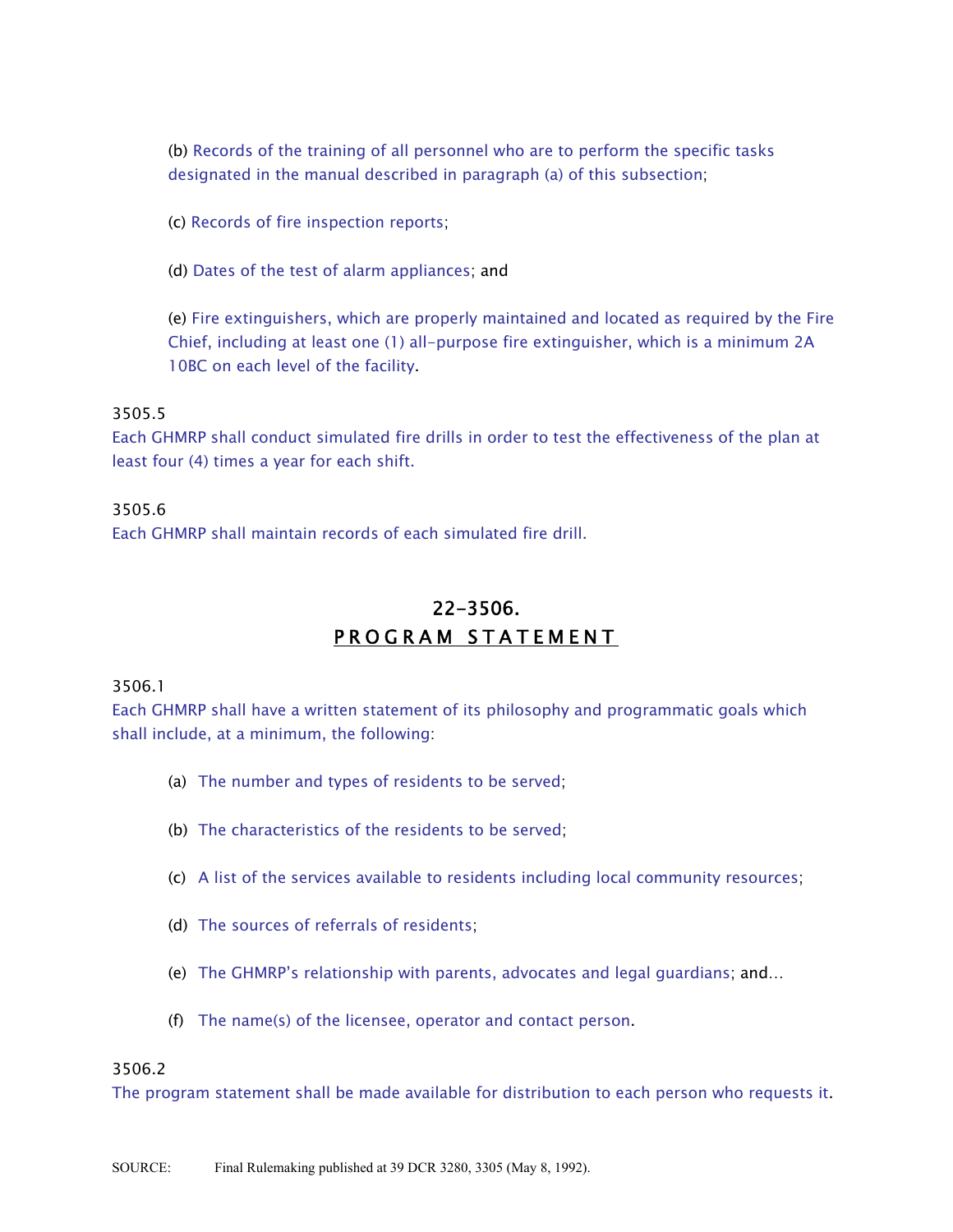(b) Records of the training of all personnel who are to perform the specific tasks designated in the manual described in paragraph (a) of this subsection;

(c) Records of fire inspection reports;

(d) Dates of the test of alarm appliances; and

(e) Fire extinguishers, which are properly maintained and located as required by the Fire Chief, including at least one (1) all-purpose fire extinguisher, which is a minimum 2A 10BC on each level of the facility.

3505.5
Each GHMRP shall conduct simulated fire drills in order to test the effectiveness of the plan at least four (4) times a year for each shift.

3505.6
Each GHMRP shall maintain records of each simulated fire drill.

## 22-3506. PROGRAM STATEMENT

3506.1
Each GHMRP shall have a written statement of its philosophy and programmatic goals which shall include, at a minimum, the following:

(a) The number and types of residents to be served;

(b) The characteristics of the residents to be served;

(c) A list of the services available to residents including local community resources;

(d) The sources of referrals of residents;

(e) The GHMRP's relationship with parents, advocates and legal guardians; and…

(f) The name(s) of the licensee, operator and contact person.

3506.2
The program statement shall be made available for distribution to each person who requests it.

SOURCE: Final Rulemaking published at 39 DCR 3280, 3305 (May 8, 1992).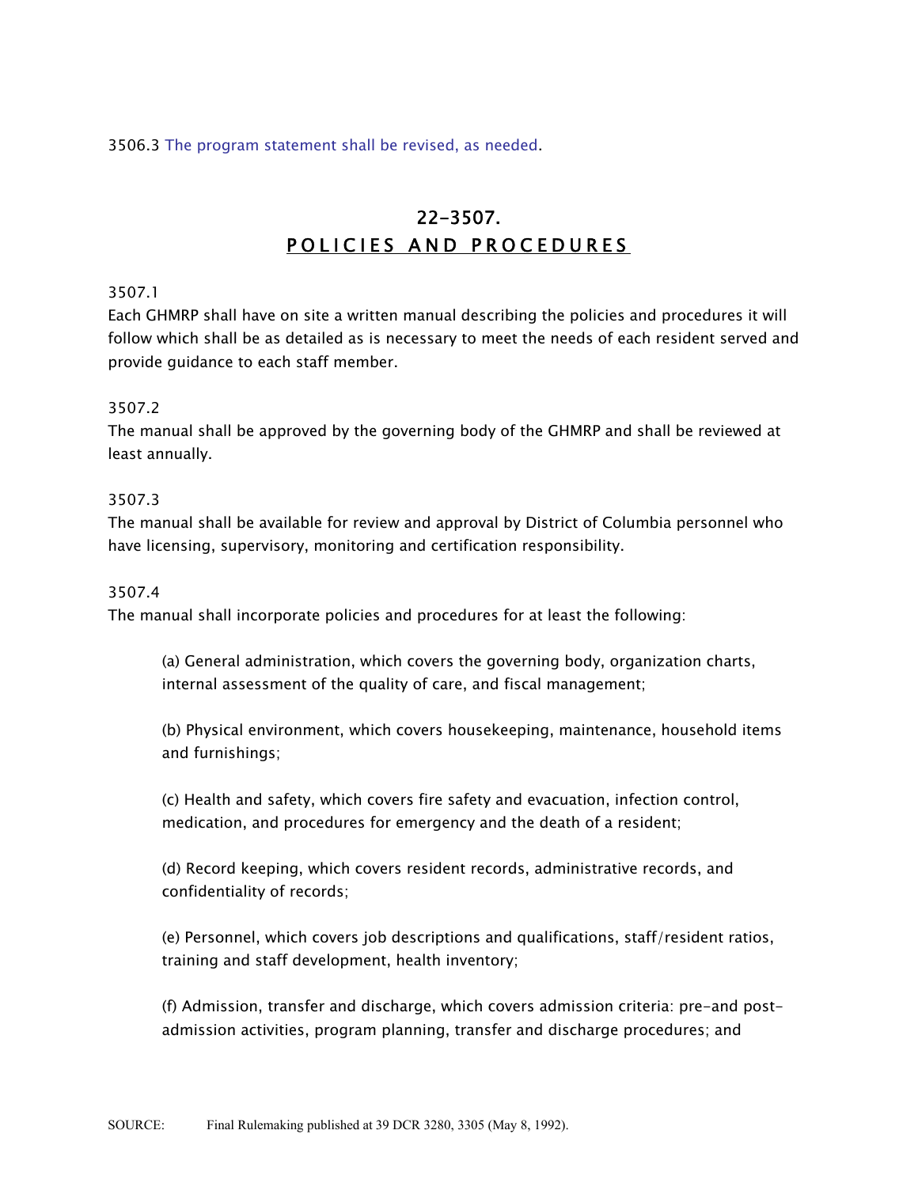3506.3 The program statement shall be revised, as needed.

## 22-3507.
## POLICIES AND PROCEDURES

3507.1
Each GHMRP shall have on site a written manual describing the policies and procedures it will follow which shall be as detailed as is necessary to meet the needs of each resident served and provide guidance to each staff member.

3507.2
The manual shall be approved by the governing body of the GHMRP and shall be reviewed at least annually.

3507.3
The manual shall be available for review and approval by District of Columbia personnel who have licensing, supervisory, monitoring and certification responsibility.

3507.4
The manual shall incorporate policies and procedures for at least the following:

(a) General administration, which covers the governing body, organization charts, internal assessment of the quality of care, and fiscal management;

(b) Physical environment, which covers housekeeping, maintenance, household items and furnishings;

(c) Health and safety, which covers fire safety and evacuation, infection control, medication, and procedures for emergency and the death of a resident;

(d) Record keeping, which covers resident records, administrative records, and confidentiality of records;

(e) Personnel, which covers job descriptions and qualifications, staff/resident ratios, training and staff development, health inventory;

(f) Admission, transfer and discharge, which covers admission criteria: pre-and post-admission activities, program planning, transfer and discharge procedures; and

SOURCE: Final Rulemaking published at 39 DCR 3280, 3305 (May 8, 1992).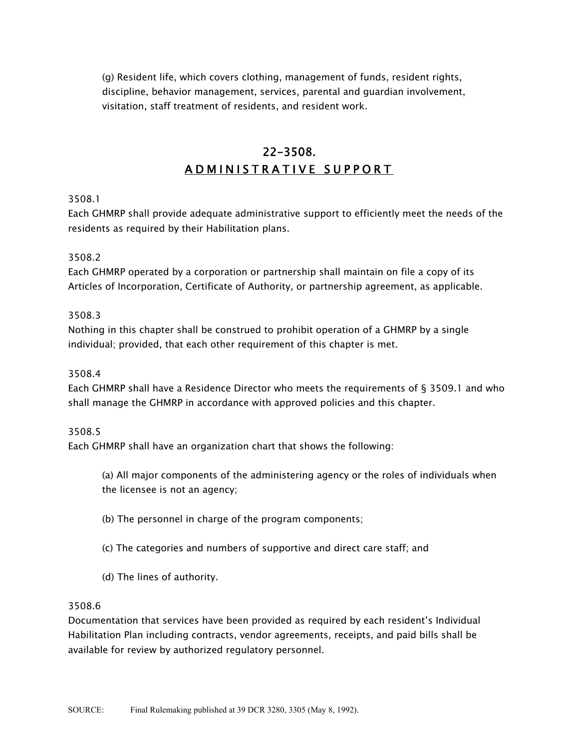(g) Resident life, which covers clothing, management of funds, resident rights, discipline, behavior management, services, parental and guardian involvement, visitation, staff treatment of residents, and resident work.

## 22-3508.
## ADMINISTRATIVE SUPPORT

3508.1
Each GHMRP shall provide adequate administrative support to efficiently meet the needs of the residents as required by their Habilitation plans.

3508.2
Each GHMRP operated by a corporation or partnership shall maintain on file a copy of its Articles of Incorporation, Certificate of Authority, or partnership agreement, as applicable.

3508.3
Nothing in this chapter shall be construed to prohibit operation of a GHMRP by a single individual; provided, that each other requirement of this chapter is met.

3508.4
Each GHMRP shall have a Residence Director who meets the requirements of § 3509.1 and who shall manage the GHMRP in accordance with approved policies and this chapter.

3508.5
Each GHMRP shall have an organization chart that shows the following:

(a) All major components of the administering agency or the roles of individuals when the licensee is not an agency;

(b) The personnel in charge of the program components;

(c) The categories and numbers of supportive and direct care staff; and

(d) The lines of authority.

3508.6
Documentation that services have been provided as required by each resident's Individual Habilitation Plan including contracts, vendor agreements, receipts, and paid bills shall be available for review by authorized regulatory personnel.

SOURCE: Final Rulemaking published at 39 DCR 3280, 3305 (May 8, 1992).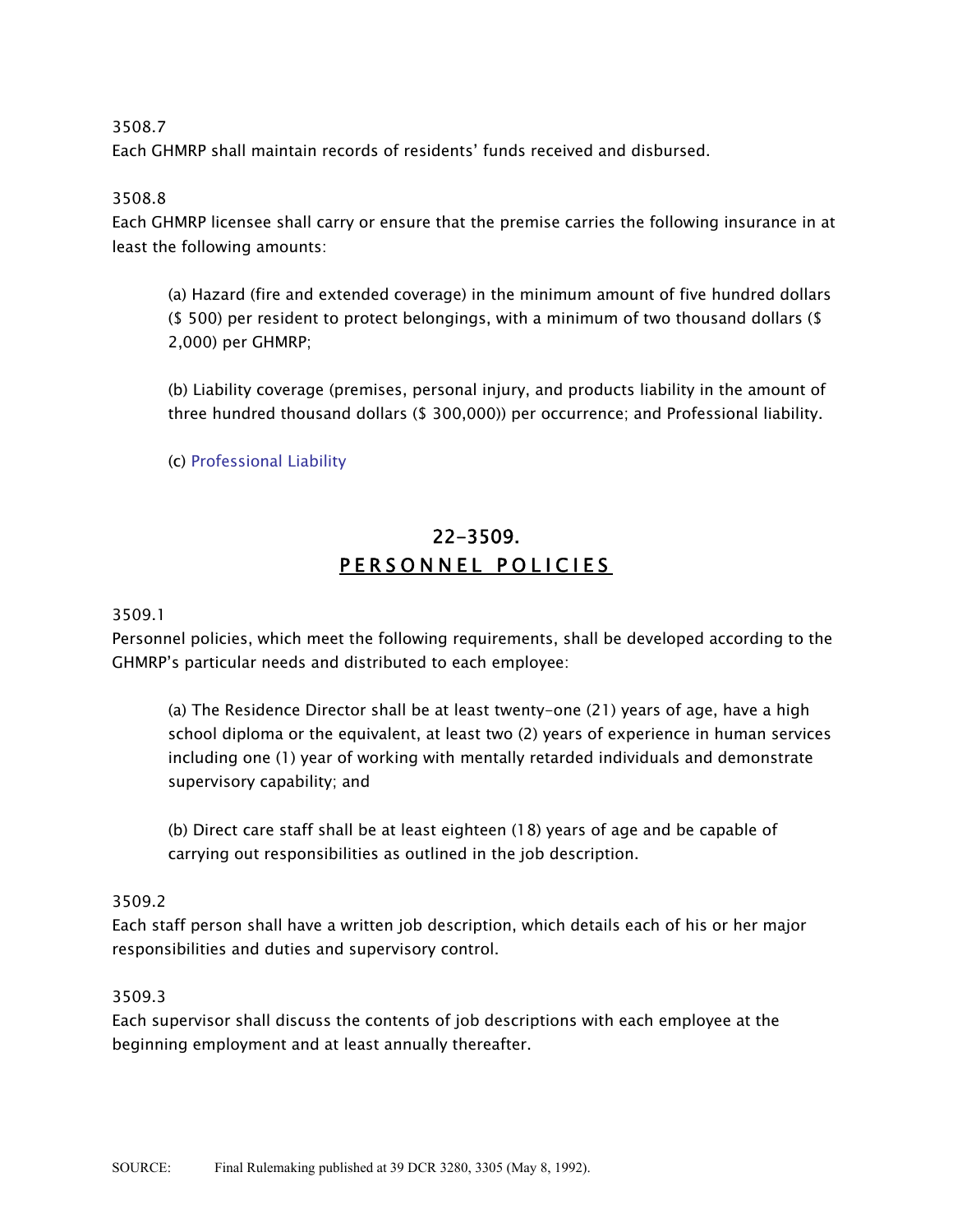3508.7
Each GHMRP shall maintain records of residents' funds received and disbursed.

3508.8
Each GHMRP licensee shall carry or ensure that the premise carries the following insurance in at least the following amounts:

(a) Hazard (fire and extended coverage) in the minimum amount of five hundred dollars ($ 500) per resident to protect belongings, with a minimum of two thousand dollars ($ 2,000) per GHMRP;

(b) Liability coverage (premises, personal injury, and products liability in the amount of three hundred thousand dollars ($ 300,000)) per occurrence; and Professional liability.

(c) Professional Liability

## 22-3509.
## PERSONNEL POLICIES

3509.1
Personnel policies, which meet the following requirements, shall be developed according to the GHMRP's particular needs and distributed to each employee:

(a) The Residence Director shall be at least twenty-one (21) years of age, have a high school diploma or the equivalent, at least two (2) years of experience in human services including one (1) year of working with mentally retarded individuals and demonstrate supervisory capability; and

(b) Direct care staff shall be at least eighteen (18) years of age and be capable of carrying out responsibilities as outlined in the job description.

3509.2
Each staff person shall have a written job description, which details each of his or her major responsibilities and duties and supervisory control.

3509.3
Each supervisor shall discuss the contents of job descriptions with each employee at the beginning employment and at least annually thereafter.

SOURCE: Final Rulemaking published at 39 DCR 3280, 3305 (May 8, 1992).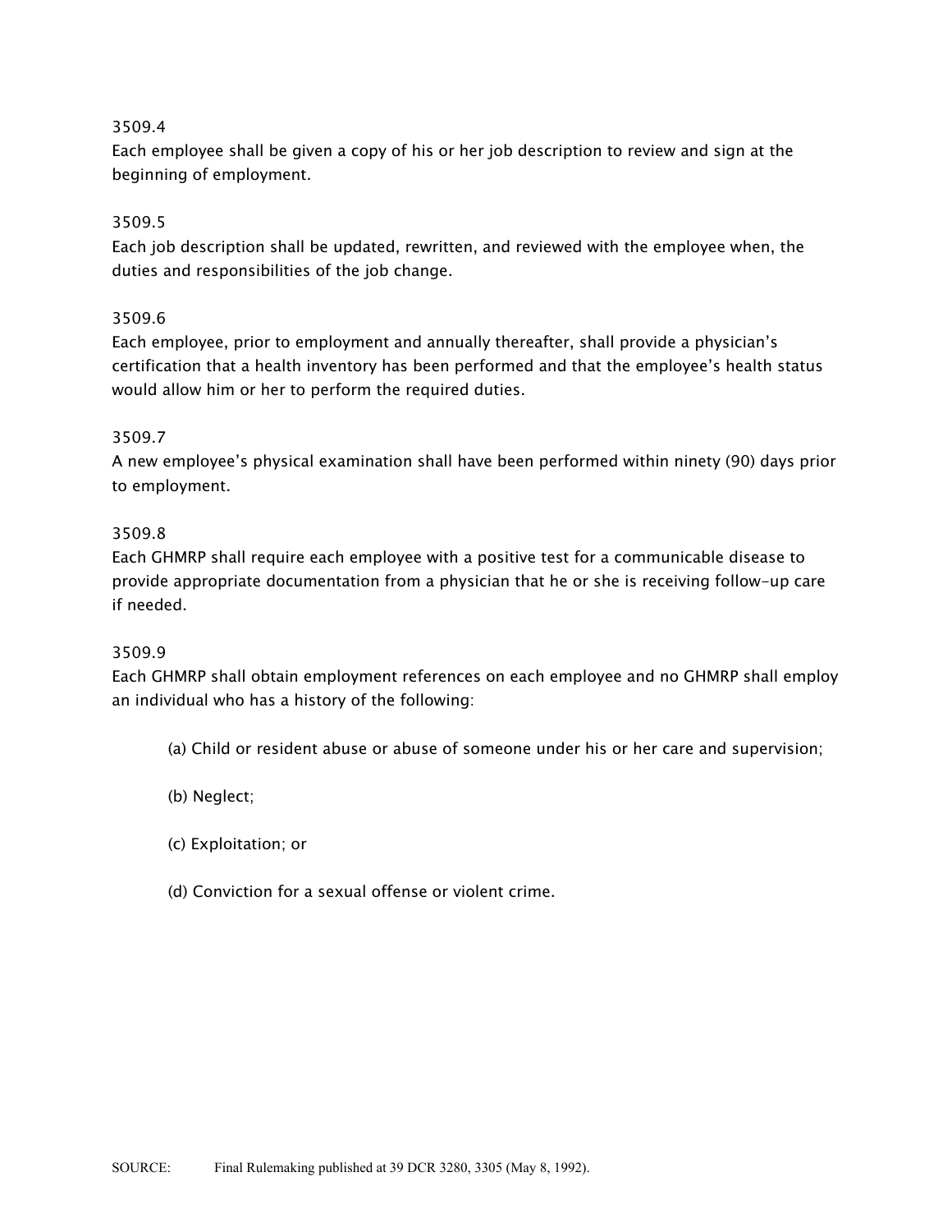3509.4
Each employee shall be given a copy of his or her job description to review and sign at the beginning of employment.

3509.5
Each job description shall be updated, rewritten, and reviewed with the employee when, the duties and responsibilities of the job change.

3509.6
Each employee, prior to employment and annually thereafter, shall provide a physician's certification that a health inventory has been performed and that the employee's health status would allow him or her to perform the required duties.

3509.7
A new employee's physical examination shall have been performed within ninety (90) days prior to employment.

3509.8
Each GHMRP shall require each employee with a positive test for a communicable disease to provide appropriate documentation from a physician that he or she is receiving follow-up care if needed.

3509.9
Each GHMRP shall obtain employment references on each employee and no GHMRP shall employ an individual who has a history of the following:

(a) Child or resident abuse or abuse of someone under his or her care and supervision;

(b) Neglect;

(c) Exploitation; or

(d) Conviction for a sexual offense or violent crime.

SOURCE: Final Rulemaking published at 39 DCR 3280, 3305 (May 8, 1992).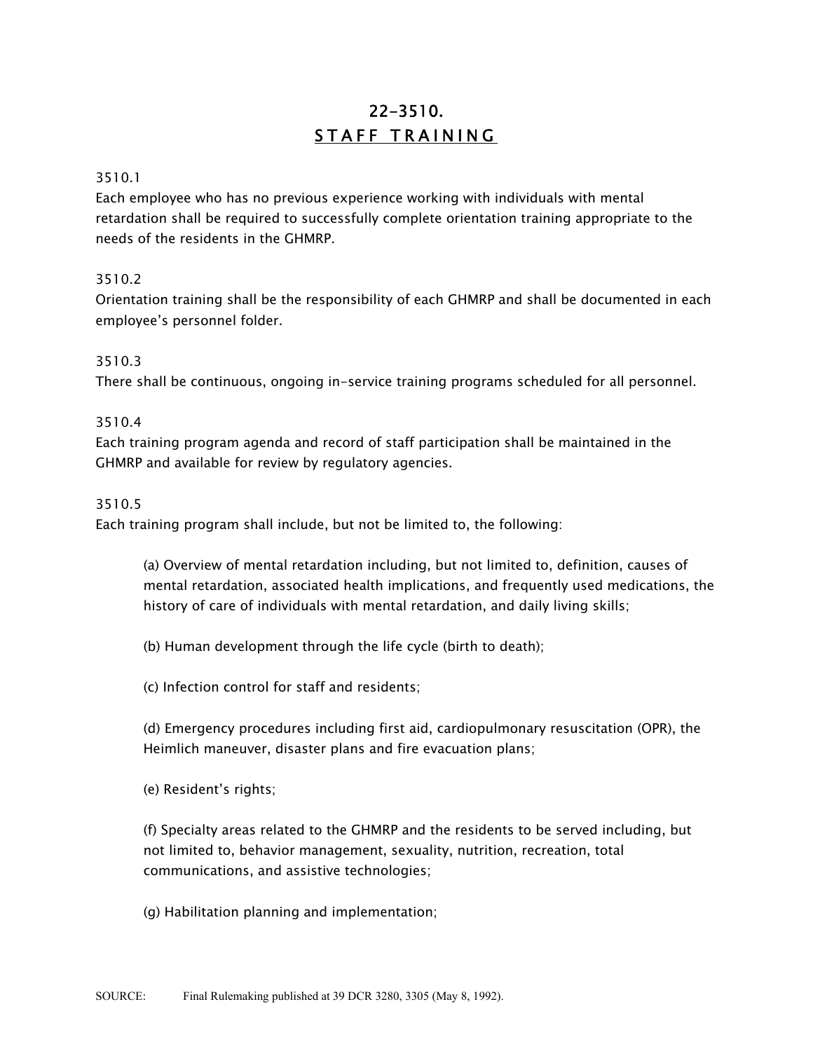# 22-3510.
## STAFF TRAINING

3510.1
Each employee who has no previous experience working with individuals with mental retardation shall be required to successfully complete orientation training appropriate to the needs of the residents in the GHMRP.

3510.2
Orientation training shall be the responsibility of each GHMRP and shall be documented in each employee's personnel folder.

3510.3
There shall be continuous, ongoing in-service training programs scheduled for all personnel.

3510.4
Each training program agenda and record of staff participation shall be maintained in the GHMRP and available for review by regulatory agencies.

3510.5
Each training program shall include, but not be limited to, the following:

(a) Overview of mental retardation including, but not limited to, definition, causes of mental retardation, associated health implications, and frequently used medications, the history of care of individuals with mental retardation, and daily living skills;

(b) Human development through the life cycle (birth to death);

(c) Infection control for staff and residents;

(d) Emergency procedures including first aid, cardiopulmonary resuscitation (OPR), the Heimlich maneuver, disaster plans and fire evacuation plans;

(e) Resident's rights;

(f) Specialty areas related to the GHMRP and the residents to be served including, but not limited to, behavior management, sexuality, nutrition, recreation, total communications, and assistive technologies;

(g) Habilitation planning and implementation;

SOURCE: Final Rulemaking published at 39 DCR 3280, 3305 (May 8, 1992).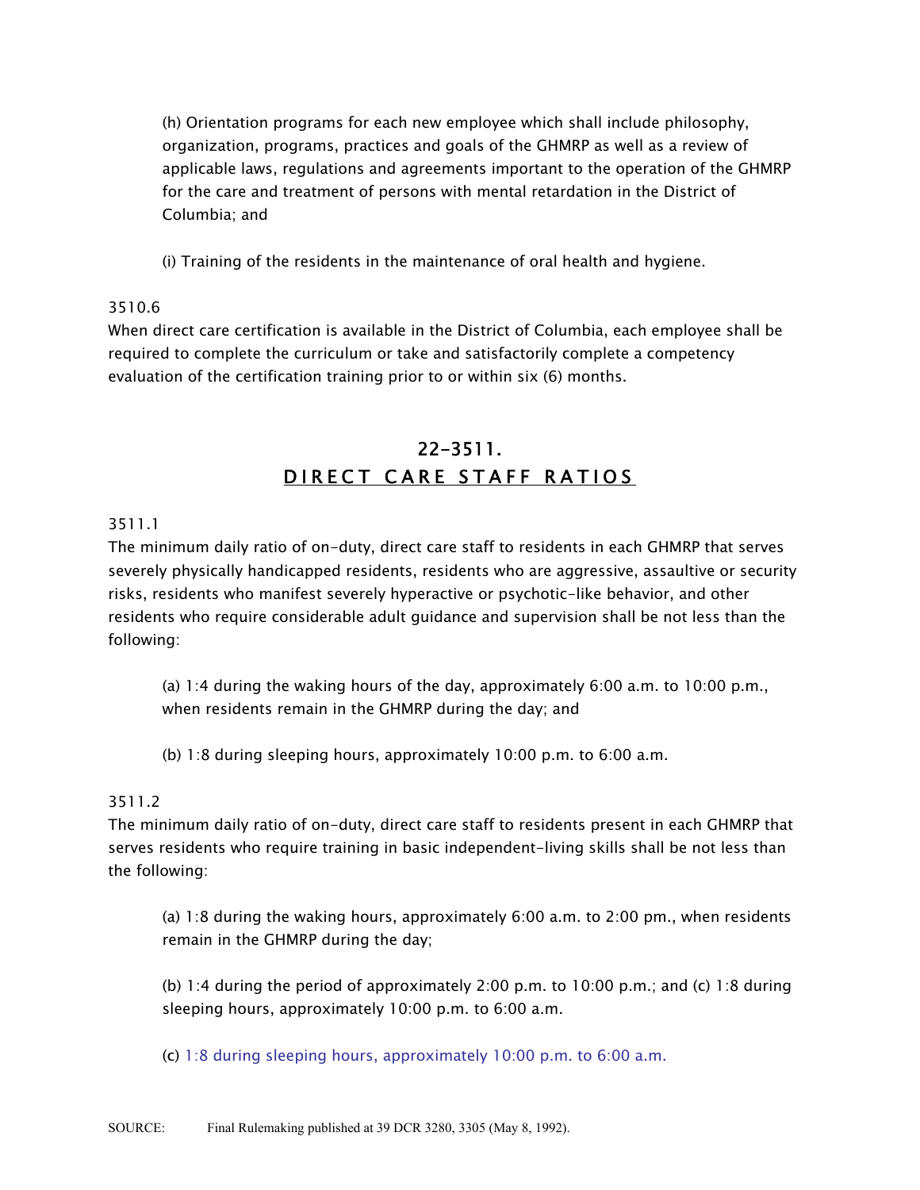(h) Orientation programs for each new employee which shall include philosophy, organization, programs, practices and goals of the GHMRP as well as a review of applicable laws, regulations and agreements important to the operation of the GHMRP for the care and treatment of persons with mental retardation in the District of Columbia; and

(i) Training of the residents in the maintenance of oral health and hygiene.

3510.6
When direct care certification is available in the District of Columbia, each employee shall be required to complete the curriculum or take and satisfactorily complete a competency evaluation of the certification training prior to or within six (6) months.

## 22-3511.
## DIRECT CARE STAFF RATIOS

3511.1
The minimum daily ratio of on-duty, direct care staff to residents in each GHMRP that serves severely physically handicapped residents, residents who are aggressive, assaultive or security risks, residents who manifest severely hyperactive or psychotic-like behavior, and other residents who require considerable adult guidance and supervision shall be not less than the following:

(a) 1:4 during the waking hours of the day, approximately 6:00 a.m. to 10:00 p.m., when residents remain in the GHMRP during the day; and

(b) 1:8 during sleeping hours, approximately 10:00 p.m. to 6:00 a.m.

3511.2
The minimum daily ratio of on-duty, direct care staff to residents present in each GHMRP that serves residents who require training in basic independent-living skills shall be not less than the following:

(a) 1:8 during the waking hours, approximately 6:00 a.m. to 2:00 pm., when residents remain in the GHMRP during the day;

(b) 1:4 during the period of approximately 2:00 p.m. to 10:00 p.m.; and (c) 1:8 during sleeping hours, approximately 10:00 p.m. to 6:00 a.m.

(c) 1:8 during sleeping hours, approximately 10:00 p.m. to 6:00 a.m.

SOURCE: Final Rulemaking published at 39 DCR 3280, 3305 (May 8, 1992).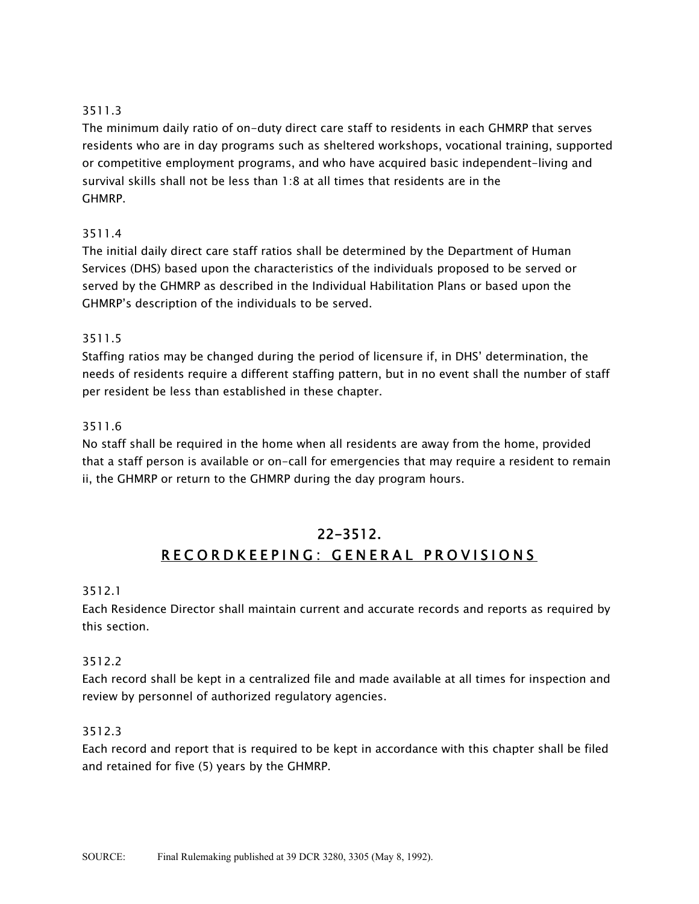3511.3

The minimum daily ratio of on-duty direct care staff to residents in each GHMRP that serves residents who are in day programs such as sheltered workshops, vocational training, supported or competitive employment programs, and who have acquired basic independent-living and survival skills shall not be less than 1:8 at all times that residents are in the GHMRP.

3511.4

The initial daily direct care staff ratios shall be determined by the Department of Human Services (DHS) based upon the characteristics of the individuals proposed to be served or served by the GHMRP as described in the Individual Habilitation Plans or based upon the GHMRP's description of the individuals to be served.

3511.5

Staffing ratios may be changed during the period of licensure if, in DHS' determination, the needs of residents require a different staffing pattern, but in no event shall the number of staff per resident be less than established in these chapter.

3511.6

No staff shall be required in the home when all residents are away from the home, provided that a staff person is available or on-call for emergencies that may require a resident to remain ii, the GHMRP or return to the GHMRP during the day program hours.

## 22-3512.
## RECORDKEEPING: GENERAL PROVISIONS

3512.1

Each Residence Director shall maintain current and accurate records and reports as required by this section.

3512.2

Each record shall be kept in a centralized file and made available at all times for inspection and review by personnel of authorized regulatory agencies.

3512.3

Each record and report that is required to be kept in accordance with this chapter shall be filed and retained for five (5) years by the GHMRP.

SOURCE: Final Rulemaking published at 39 DCR 3280, 3305 (May 8, 1992).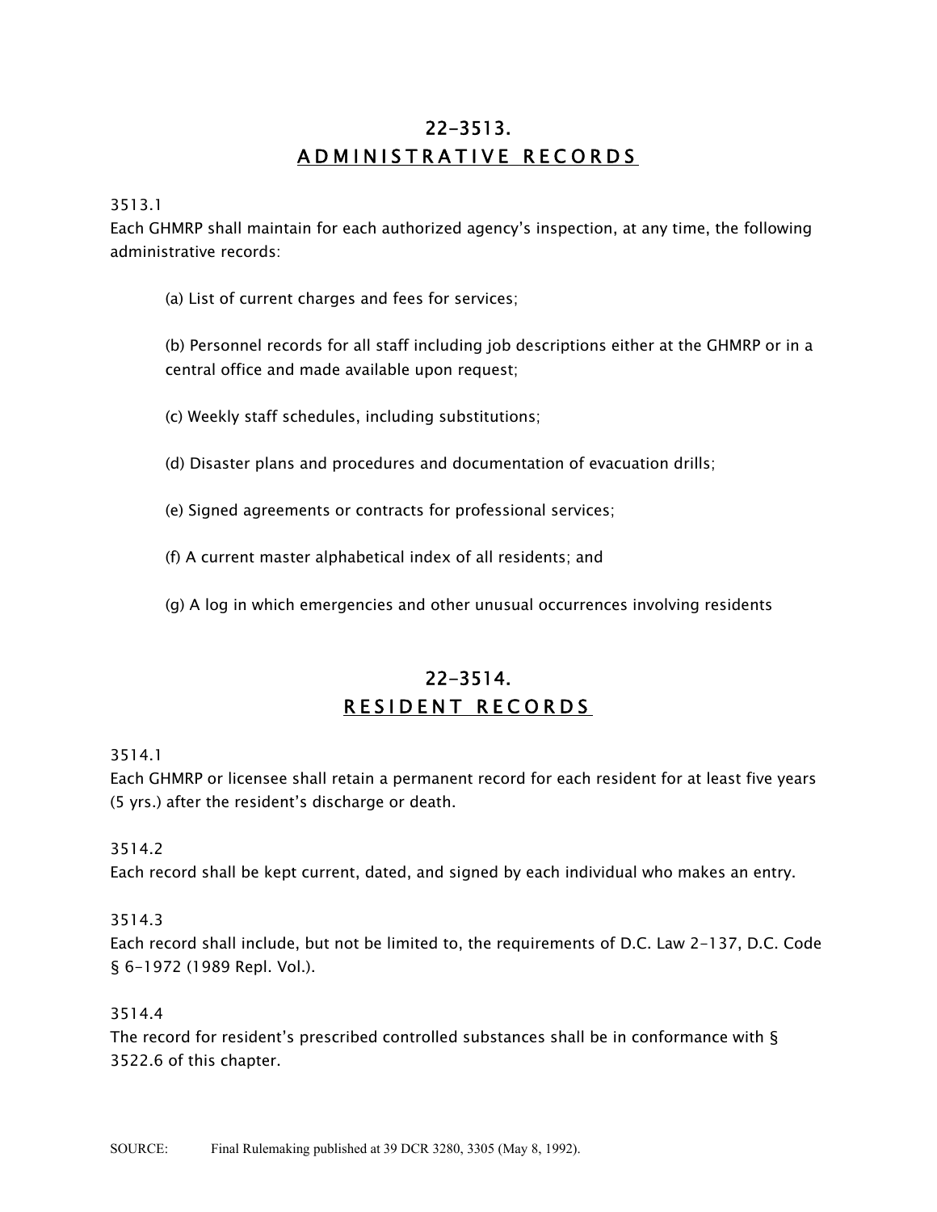# 22-3513.
# ADMINISTRATIVE RECORDS

3513.1
Each GHMRP shall maintain for each authorized agency's inspection, at any time, the following administrative records:

(a) List of current charges and fees for services;

(b) Personnel records for all staff including job descriptions either at the GHMRP or in a central office and made available upon request;

(c) Weekly staff schedules, including substitutions;

(d) Disaster plans and procedures and documentation of evacuation drills;

(e) Signed agreements or contracts for professional services;

(f) A current master alphabetical index of all residents; and

(g) A log in which emergencies and other unusual occurrences involving residents

# 22-3514.
# RESIDENT RECORDS

3514.1
Each GHMRP or licensee shall retain a permanent record for each resident for at least five years (5 yrs.) after the resident's discharge or death.

3514.2
Each record shall be kept current, dated, and signed by each individual who makes an entry.

3514.3
Each record shall include, but not be limited to, the requirements of D.C. Law 2-137, D.C. Code § 6-1972 (1989 Repl. Vol.).

3514.4
The record for resident's prescribed controlled substances shall be in conformance with § 3522.6 of this chapter.

SOURCE: Final Rulemaking published at 39 DCR 3280, 3305 (May 8, 1992).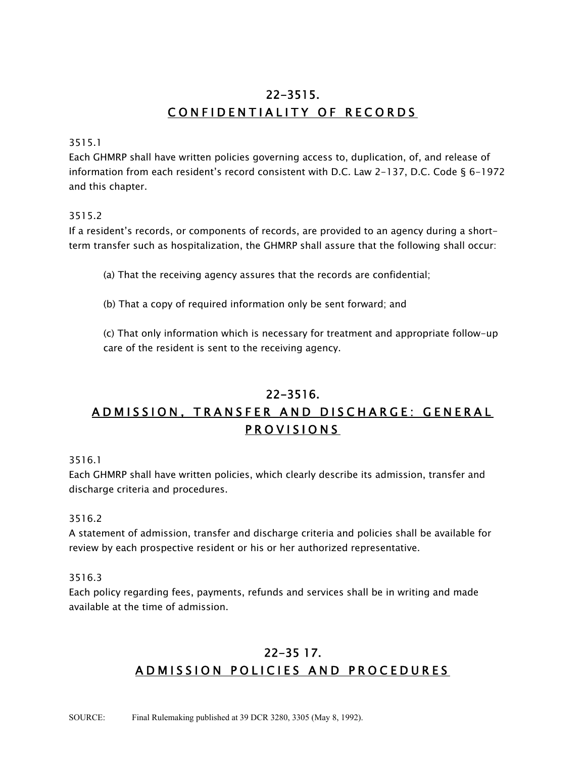## 22-3515.
## CONFIDENTIALITY OF RECORDS

3515.1
Each GHMRP shall have written policies governing access to, duplication, of, and release of information from each resident's record consistent with D.C. Law 2-137, D.C. Code § 6-1972 and this chapter.

3515.2
If a resident's records, or components of records, are provided to an agency during a short-term transfer such as hospitalization, the GHMRP shall assure that the following shall occur:

(a) That the receiving agency assures that the records are confidential;

(b) That a copy of required information only be sent forward; and

(c) That only information which is necessary for treatment and appropriate follow-up care of the resident is sent to the receiving agency.

## 22-3516.
## ADMISSION, TRANSFER AND DISCHARGE: GENERAL PROVISIONS

3516.1
Each GHMRP shall have written policies, which clearly describe its admission, transfer and discharge criteria and procedures.

3516.2
A statement of admission, transfer and discharge criteria and policies shall be available for review by each prospective resident or his or her authorized representative.

3516.3
Each policy regarding fees, payments, refunds and services shall be in writing and made available at the time of admission.

## 22-35 17.
## ADMISSION POLICIES AND PROCEDURES

SOURCE: Final Rulemaking published at 39 DCR 3280, 3305 (May 8, 1992).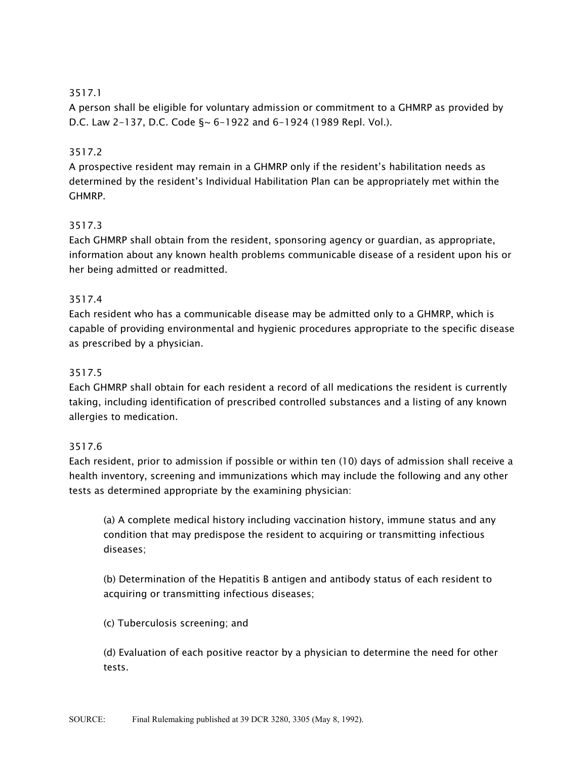3517.1
A person shall be eligible for voluntary admission or commitment to a GHMRP as provided by D.C. Law 2-137, D.C. Code §~ 6-1922 and 6-1924 (1989 Repl. Vol.).

3517.2
A prospective resident may remain in a GHMRP only if the resident's habilitation needs as determined by the resident's Individual Habilitation Plan can be appropriately met within the GHMRP.

3517.3
Each GHMRP shall obtain from the resident, sponsoring agency or guardian, as appropriate, information about any known health problems communicable disease of a resident upon his or her being admitted or readmitted.

3517.4
Each resident who has a communicable disease may be admitted only to a GHMRP, which is capable of providing environmental and hygienic procedures appropriate to the specific disease as prescribed by a physician.

3517.5
Each GHMRP shall obtain for each resident a record of all medications the resident is currently taking, including identification of prescribed controlled substances and a listing of any known allergies to medication.

3517.6
Each resident, prior to admission if possible or within ten (10) days of admission shall receive a health inventory, screening and immunizations which may include the following and any other tests as determined appropriate by the examining physician:

(a) A complete medical history including vaccination history, immune status and any condition that may predispose the resident to acquiring or transmitting infectious diseases;

(b) Determination of the Hepatitis B antigen and antibody status of each resident to acquiring or transmitting infectious diseases;

(c) Tuberculosis screening; and

(d) Evaluation of each positive reactor by a physician to determine the need for other tests.

SOURCE: Final Rulemaking published at 39 DCR 3280, 3305 (May 8, 1992).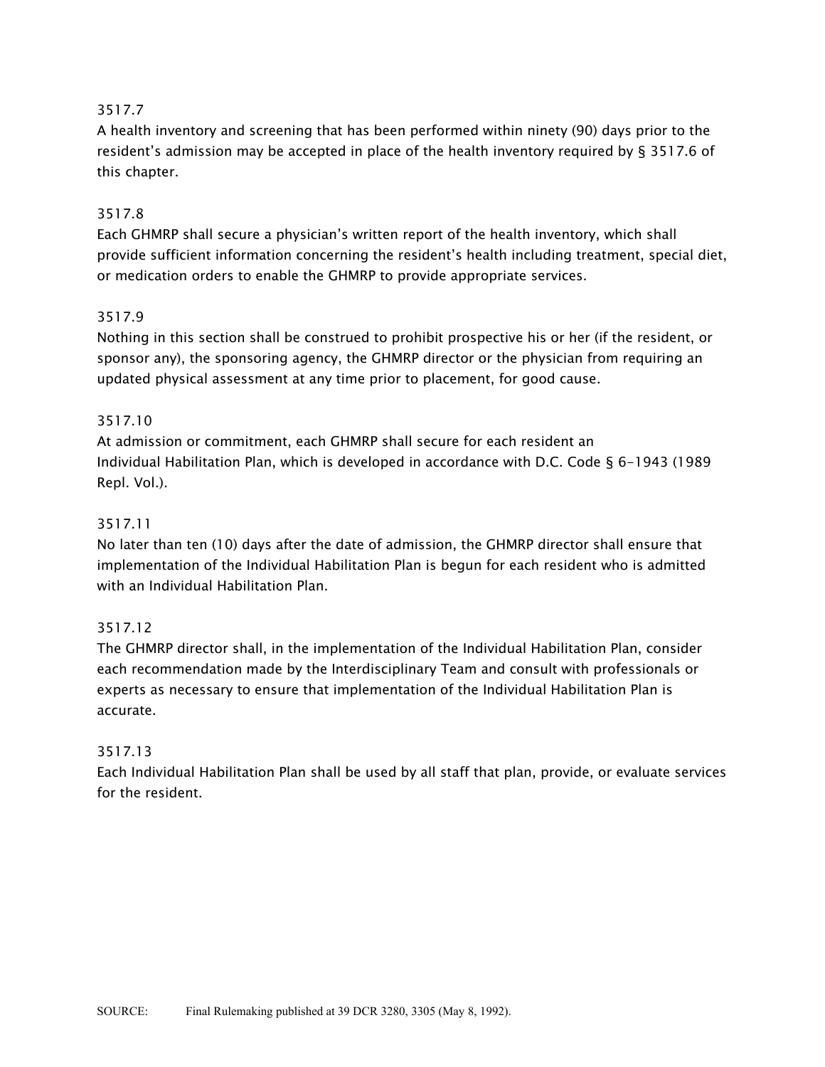3517.7

A health inventory and screening that has been performed within ninety (90) days prior to the resident's admission may be accepted in place of the health inventory required by § 3517.6 of this chapter.

3517.8

Each GHMRP shall secure a physician's written report of the health inventory, which shall provide sufficient information concerning the resident's health including treatment, special diet, or medication orders to enable the GHMRP to provide appropriate services.

3517.9

Nothing in this section shall be construed to prohibit prospective his or her (if the resident, or sponsor any), the sponsoring agency, the GHMRP director or the physician from requiring an updated physical assessment at any time prior to placement, for good cause.

3517.10

At admission or commitment, each GHMRP shall secure for each resident an Individual Habilitation Plan, which is developed in accordance with D.C. Code § 6-1943 (1989 Repl. Vol.).

3517.11

No later than ten (10) days after the date of admission, the GHMRP director shall ensure that implementation of the Individual Habilitation Plan is begun for each resident who is admitted with an Individual Habilitation Plan.

3517.12

The GHMRP director shall, in the implementation of the Individual Habilitation Plan, consider each recommendation made by the Interdisciplinary Team and consult with professionals or experts as necessary to ensure that implementation of the Individual Habilitation Plan is accurate.

3517.13

Each Individual Habilitation Plan shall be used by all staff that plan, provide, or evaluate services for the resident.

SOURCE: Final Rulemaking published at 39 DCR 3280, 3305 (May 8, 1992).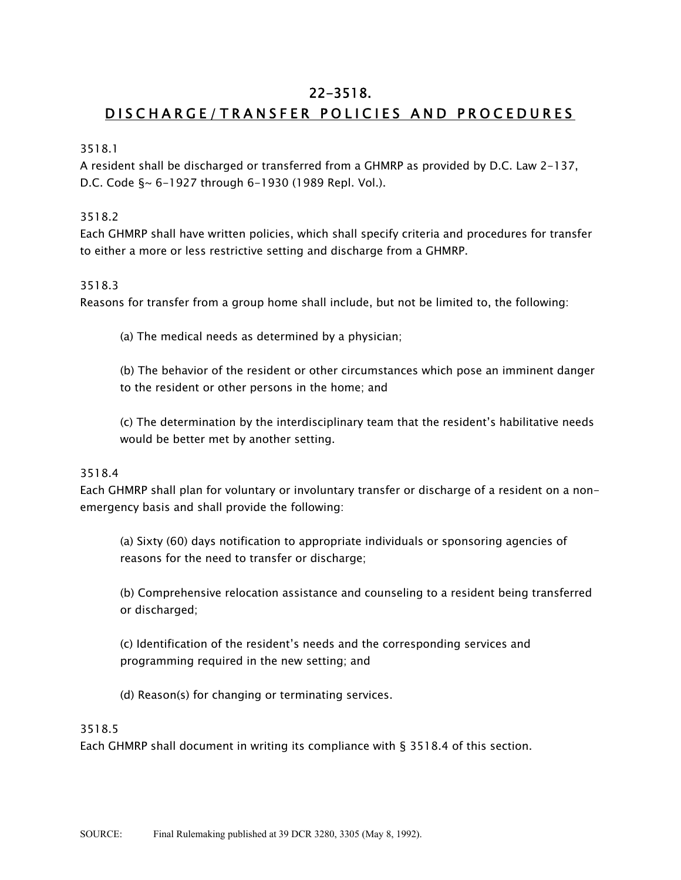# 22-3518.
## DISCHARGE/TRANSFER POLICIES AND PROCEDURES

3518.1

A resident shall be discharged or transferred from a GHMRP as provided by D.C. Law 2-137, D.C. Code §~ 6-1927 through 6-1930 (1989 Repl. Vol.).

3518.2

Each GHMRP shall have written policies, which shall specify criteria and procedures for transfer to either a more or less restrictive setting and discharge from a GHMRP.

3518.3

Reasons for transfer from a group home shall include, but not be limited to, the following:

(a) The medical needs as determined by a physician;

(b) The behavior of the resident or other circumstances which pose an imminent danger to the resident or other persons in the home; and

(c) The determination by the interdisciplinary team that the resident's habilitative needs would be better met by another setting.

3518.4

Each GHMRP shall plan for voluntary or involuntary transfer or discharge of a resident on a non-emergency basis and shall provide the following:

(a) Sixty (60) days notification to appropriate individuals or sponsoring agencies of reasons for the need to transfer or discharge;

(b) Comprehensive relocation assistance and counseling to a resident being transferred or discharged;

(c) Identification of the resident's needs and the corresponding services and programming required in the new setting; and

(d) Reason(s) for changing or terminating services.

3518.5

Each GHMRP shall document in writing its compliance with § 3518.4 of this section.

SOURCE: Final Rulemaking published at 39 DCR 3280, 3305 (May 8, 1992).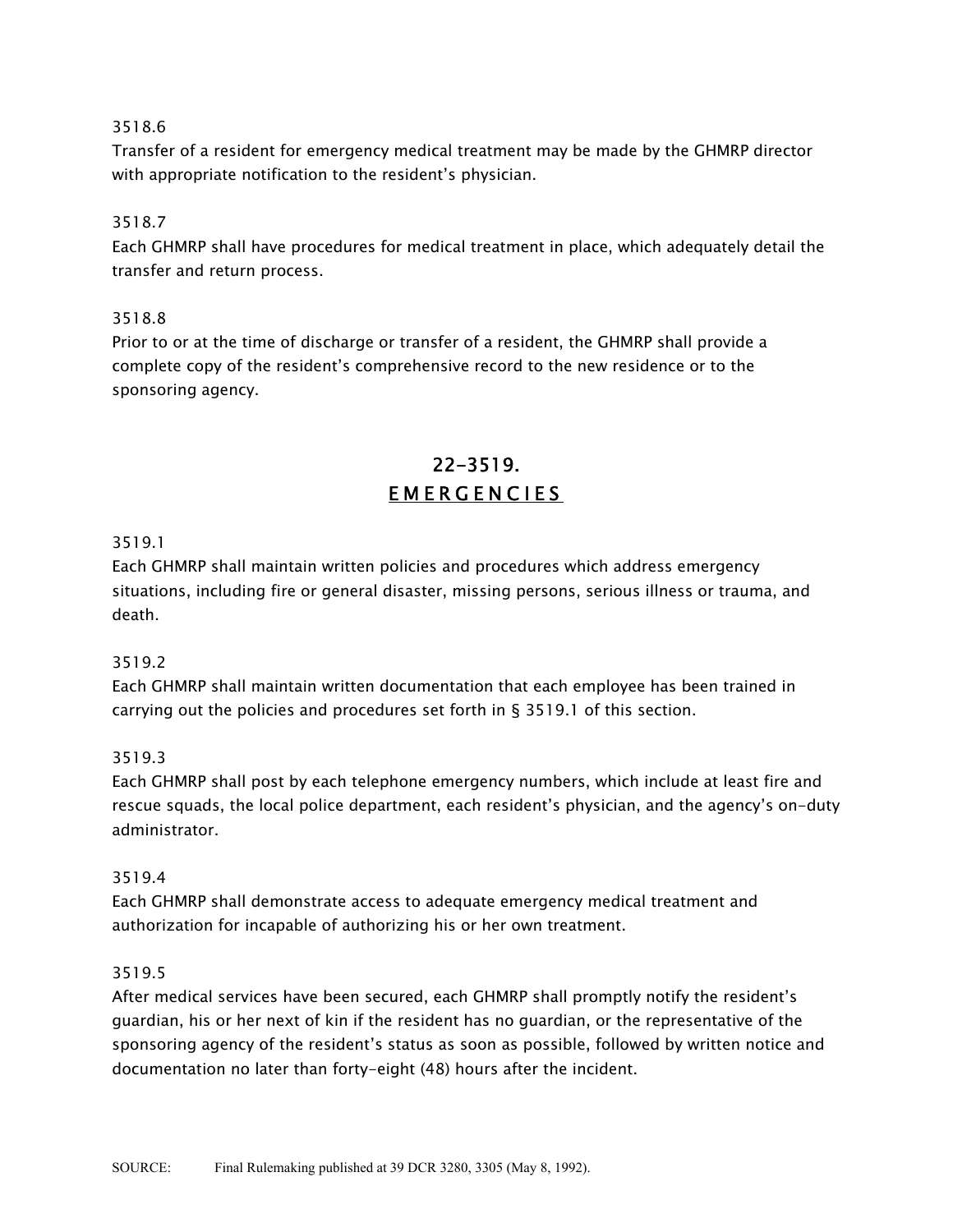3518.6

Transfer of a resident for emergency medical treatment may be made by the GHMRP director with appropriate notification to the resident's physician.

3518.7

Each GHMRP shall have procedures for medical treatment in place, which adequately detail the transfer and return process.

3518.8

Prior to or at the time of discharge or transfer of a resident, the GHMRP shall provide a complete copy of the resident's comprehensive record to the new residence or to the sponsoring agency.

## 22-3519.
## EMERGENCIES

3519.1

Each GHMRP shall maintain written policies and procedures which address emergency situations, including fire or general disaster, missing persons, serious illness or trauma, and death.

3519.2

Each GHMRP shall maintain written documentation that each employee has been trained in carrying out the policies and procedures set forth in § 3519.1 of this section.

3519.3

Each GHMRP shall post by each telephone emergency numbers, which include at least fire and rescue squads, the local police department, each resident's physician, and the agency's on-duty administrator.

3519.4

Each GHMRP shall demonstrate access to adequate emergency medical treatment and authorization for incapable of authorizing his or her own treatment.

3519.5

After medical services have been secured, each GHMRP shall promptly notify the resident's guardian, his or her next of kin if the resident has no guardian, or the representative of the sponsoring agency of the resident's status as soon as possible, followed by written notice and documentation no later than forty-eight (48) hours after the incident.

SOURCE: Final Rulemaking published at 39 DCR 3280, 3305 (May 8, 1992).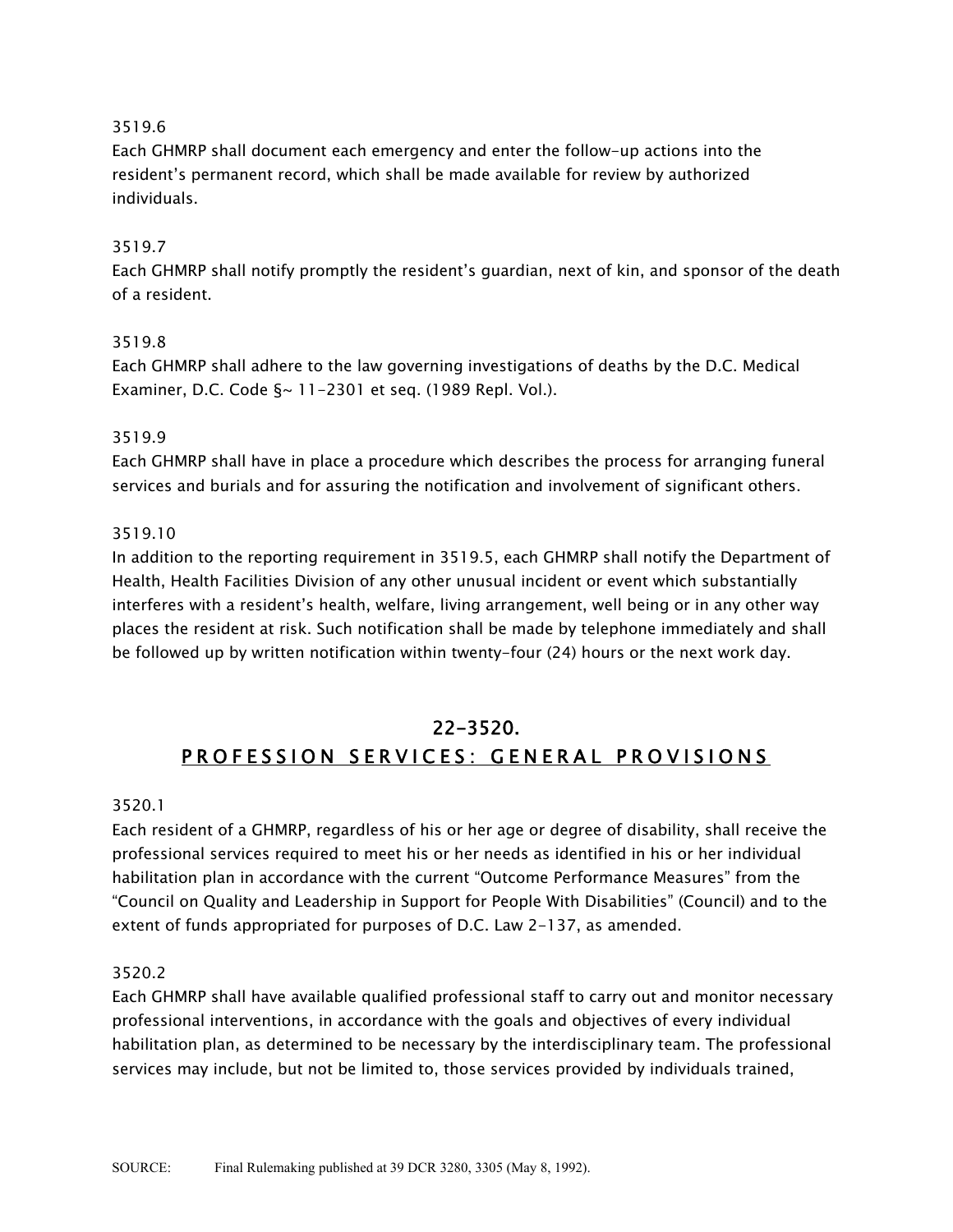3519.6
Each GHMRP shall document each emergency and enter the follow-up actions into the resident's permanent record, which shall be made available for review by authorized individuals.

3519.7
Each GHMRP shall notify promptly the resident's guardian, next of kin, and sponsor of the death of a resident.

3519.8
Each GHMRP shall adhere to the law governing investigations of deaths by the D.C. Medical Examiner, D.C. Code §~ 11-2301 et seq. (1989 Repl. Vol.).

3519.9
Each GHMRP shall have in place a procedure which describes the process for arranging funeral services and burials and for assuring the notification and involvement of significant others.

3519.10
In addition to the reporting requirement in 3519.5, each GHMRP shall notify the Department of Health, Health Facilities Division of any other unusual incident or event which substantially interferes with a resident's health, welfare, living arrangement, well being or in any other way places the resident at risk. Such notification shall be made by telephone immediately and shall be followed up by written notification within twenty-four (24) hours or the next work day.

## 22-3520.
## PROFESSION SERVICES: GENERAL PROVISIONS

3520.1
Each resident of a GHMRP, regardless of his or her age or degree of disability, shall receive the professional services required to meet his or her needs as identified in his or her individual habilitation plan in accordance with the current "Outcome Performance Measures" from the "Council on Quality and Leadership in Support for People With Disabilities" (Council) and to the extent of funds appropriated for purposes of D.C. Law 2-137, as amended.

3520.2
Each GHMRP shall have available qualified professional staff to carry out and monitor necessary professional interventions, in accordance with the goals and objectives of every individual habilitation plan, as determined to be necessary by the interdisciplinary team. The professional services may include, but not be limited to, those services provided by individuals trained,

SOURCE: Final Rulemaking published at 39 DCR 3280, 3305 (May 8, 1992).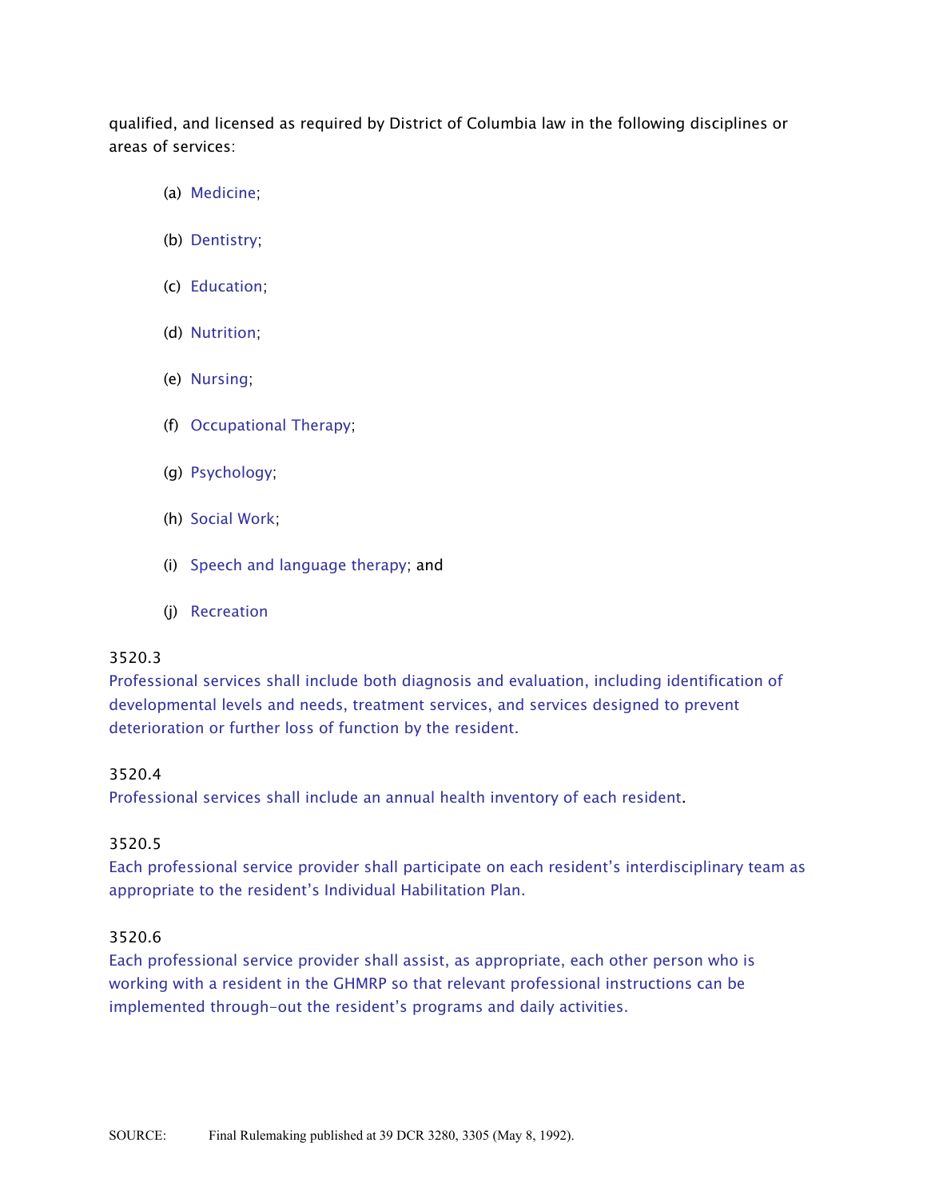qualified, and licensed as required by District of Columbia law in the following disciplines or areas of services:

(a) Medicine;

(b) Dentistry;

(c) Education;

(d) Nutrition;

(e) Nursing;

(f) Occupational Therapy;

(g) Psychology;

(h) Social Work;

(i) Speech and language therapy; and

(j) Recreation

3520.3

Professional services shall include both diagnosis and evaluation, including identification of developmental levels and needs, treatment services, and services designed to prevent deterioration or further loss of function by the resident.

3520.4

Professional services shall include an annual health inventory of each resident.

3520.5

Each professional service provider shall participate on each resident's interdisciplinary team as appropriate to the resident's Individual Habilitation Plan.

3520.6

Each professional service provider shall assist, as appropriate, each other person who is working with a resident in the GHMRP so that relevant professional instructions can be implemented through-out the resident's programs and daily activities.

SOURCE: Final Rulemaking published at 39 DCR 3280, 3305 (May 8, 1992).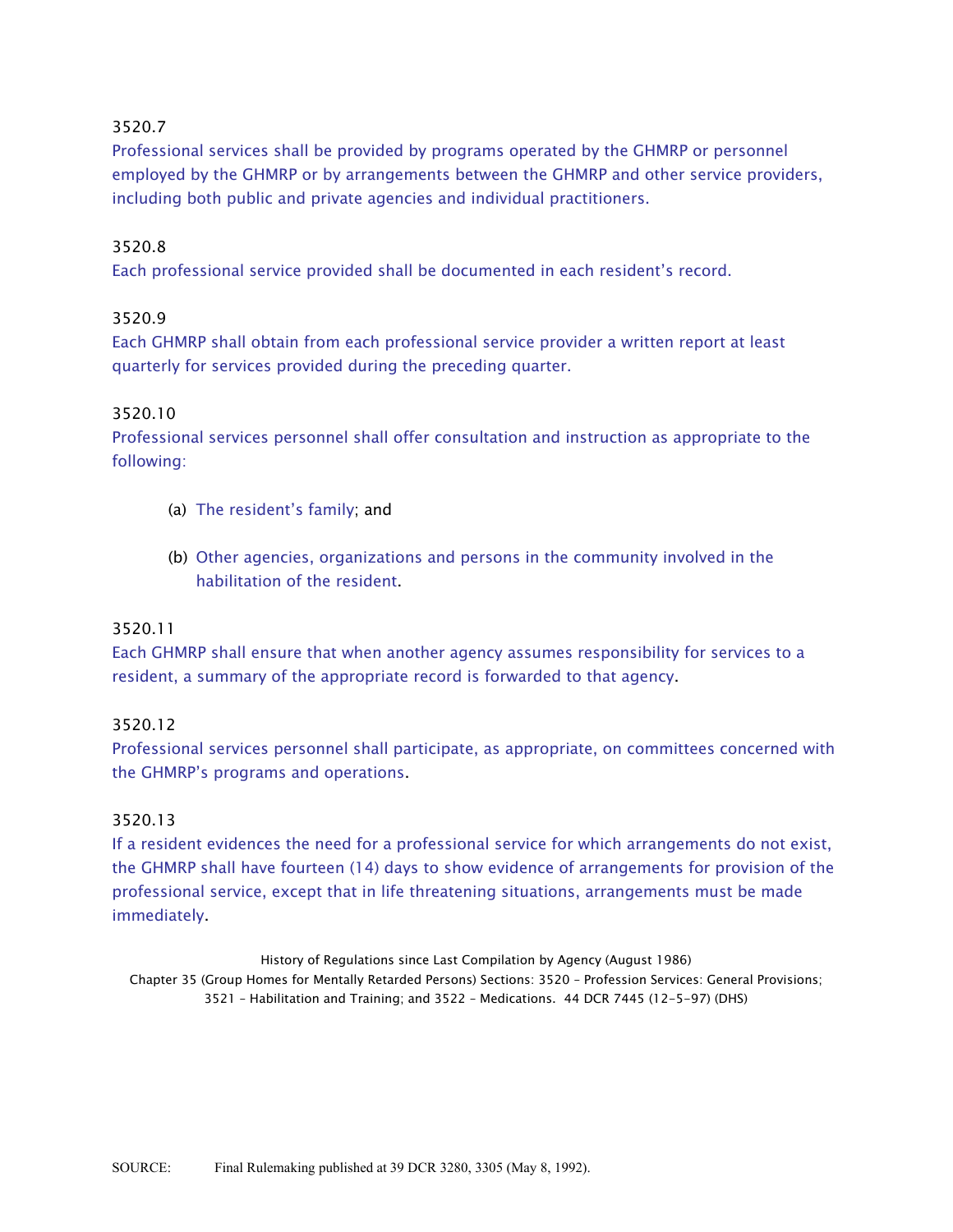3520.7

Professional services shall be provided by programs operated by the GHMRP or personnel employed by the GHMRP or by arrangements between the GHMRP and other service providers, including both public and private agencies and individual practitioners.

3520.8

Each professional service provided shall be documented in each resident's record.

3520.9

Each GHMRP shall obtain from each professional service provider a written report at least quarterly for services provided during the preceding quarter.

3520.10

Professional services personnel shall offer consultation and instruction as appropriate to the following:

(a) The resident's family; and

(b) Other agencies, organizations and persons in the community involved in the habilitation of the resident.

3520.11

Each GHMRP shall ensure that when another agency assumes responsibility for services to a resident, a summary of the appropriate record is forwarded to that agency.

3520.12

Professional services personnel shall participate, as appropriate, on committees concerned with the GHMRP's programs and operations.

3520.13

If a resident evidences the need for a professional service for which arrangements do not exist, the GHMRP shall have fourteen (14) days to show evidence of arrangements for provision of the professional service, except that in life threatening situations, arrangements must be made immediately.

History of Regulations since Last Compilation by Agency (August 1986)
Chapter 35 (Group Homes for Mentally Retarded Persons) Sections: 3520 – Profession Services: General Provisions; 3521 – Habilitation and Training; and 3522 – Medications. 44 DCR 7445 (12-5-97) (DHS)

SOURCE: Final Rulemaking published at 39 DCR 3280, 3305 (May 8, 1992).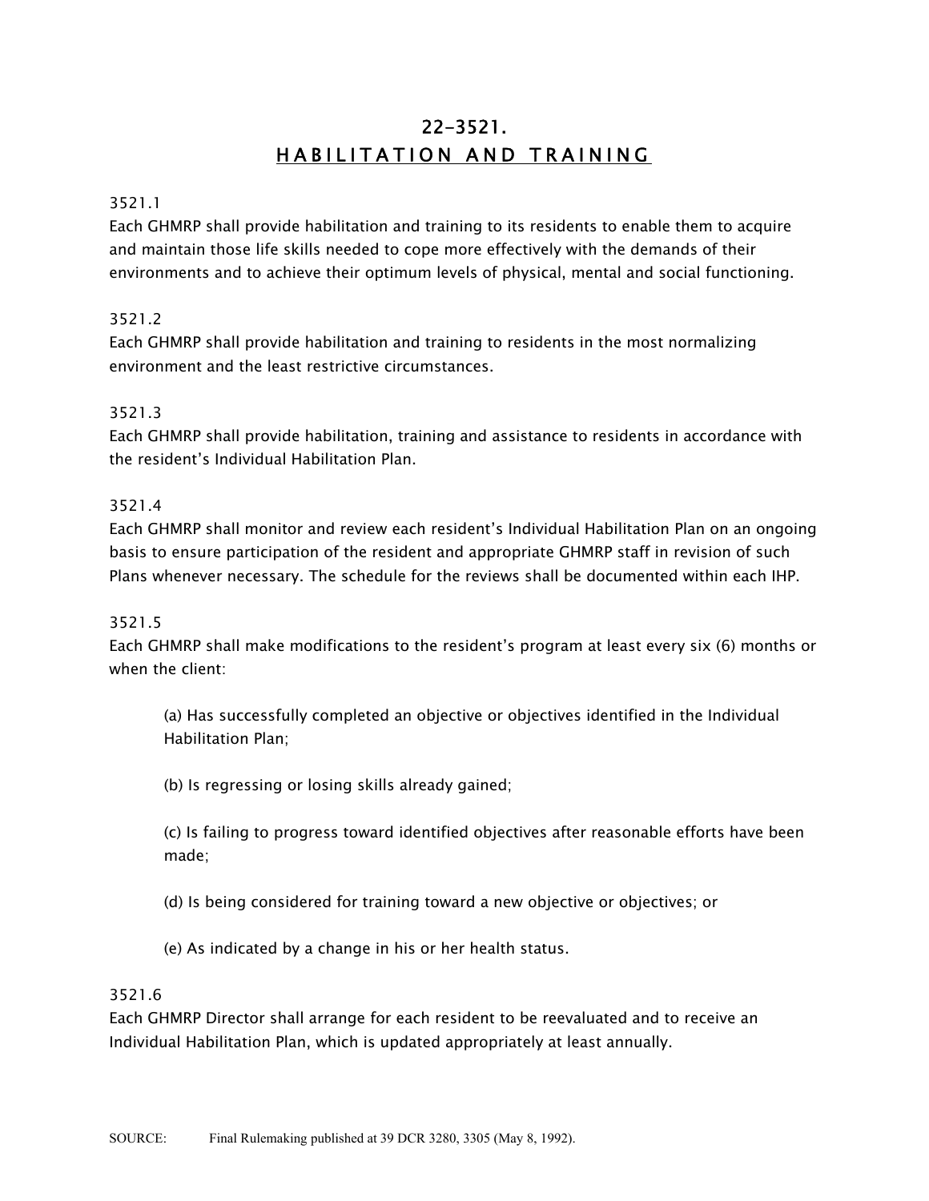# 22-3521.

## HABILITATION AND TRAINING

3521.1

Each GHMRP shall provide habilitation and training to its residents to enable them to acquire and maintain those life skills needed to cope more effectively with the demands of their environments and to achieve their optimum levels of physical, mental and social functioning.

3521.2

Each GHMRP shall provide habilitation and training to residents in the most normalizing environment and the least restrictive circumstances.

3521.3

Each GHMRP shall provide habilitation, training and assistance to residents in accordance with the resident's Individual Habilitation Plan.

3521.4

Each GHMRP shall monitor and review each resident's Individual Habilitation Plan on an ongoing basis to ensure participation of the resident and appropriate GHMRP staff in revision of such Plans whenever necessary. The schedule for the reviews shall be documented within each IHP.

3521.5

Each GHMRP shall make modifications to the resident's program at least every six (6) months or when the client:

(a) Has successfully completed an objective or objectives identified in the Individual Habilitation Plan;

(b) Is regressing or losing skills already gained;

(c) Is failing to progress toward identified objectives after reasonable efforts have been made;

(d) Is being considered for training toward a new objective or objectives; or

(e) As indicated by a change in his or her health status.

3521.6

Each GHMRP Director shall arrange for each resident to be reevaluated and to receive an Individual Habilitation Plan, which is updated appropriately at least annually.

SOURCE: Final Rulemaking published at 39 DCR 3280, 3305 (May 8, 1992).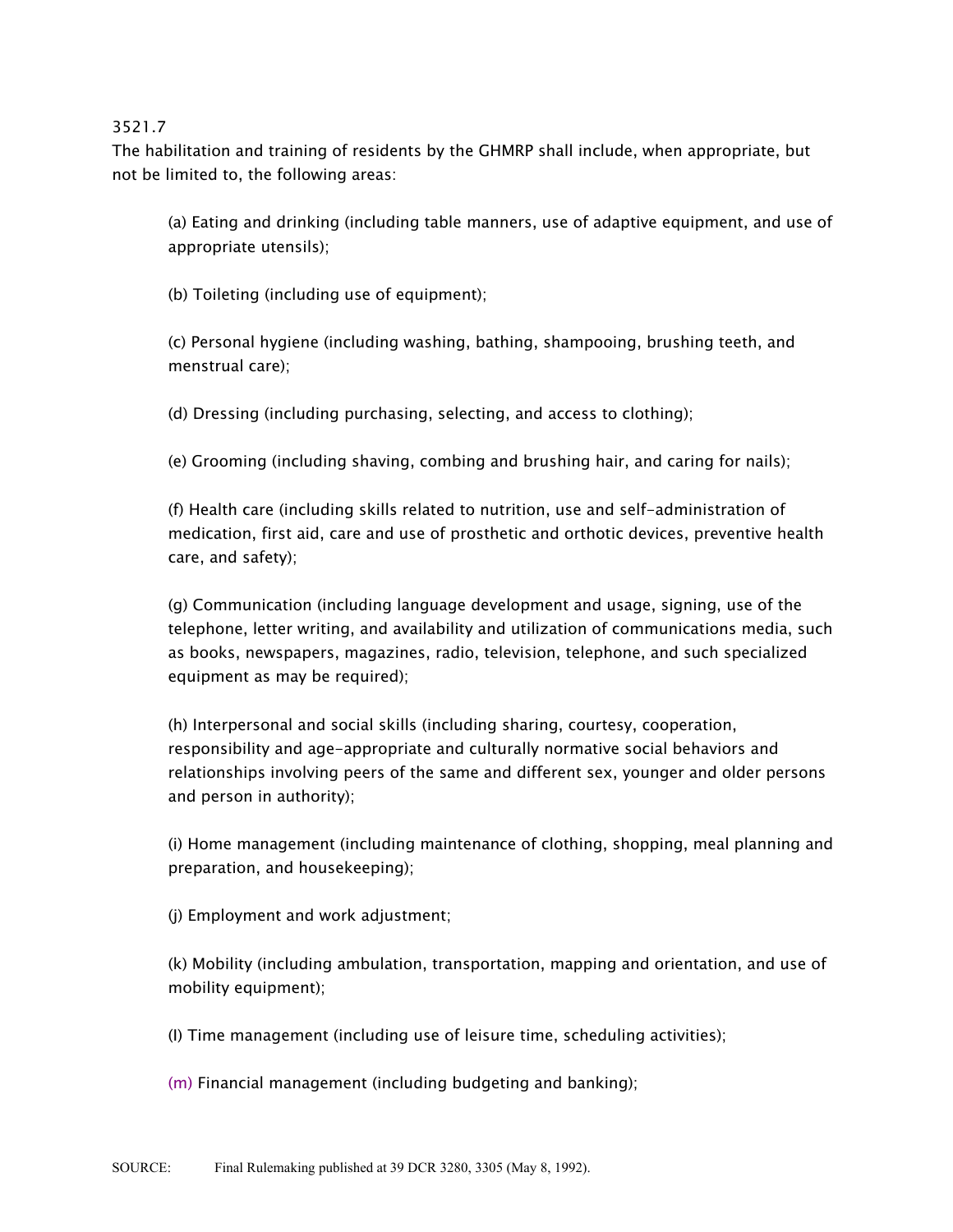3521.7

The habilitation and training of residents by the GHMRP shall include, when appropriate, but not be limited to, the following areas:

(a) Eating and drinking (including table manners, use of adaptive equipment, and use of appropriate utensils);

(b) Toileting (including use of equipment);

(c) Personal hygiene (including washing, bathing, shampooing, brushing teeth, and menstrual care);

(d) Dressing (including purchasing, selecting, and access to clothing);

(e) Grooming (including shaving, combing and brushing hair, and caring for nails);

(f) Health care (including skills related to nutrition, use and self-administration of medication, first aid, care and use of prosthetic and orthotic devices, preventive health care, and safety);

(g) Communication (including language development and usage, signing, use of the telephone, letter writing, and availability and utilization of communications media, such as books, newspapers, magazines, radio, television, telephone, and such specialized equipment as may be required);

(h) Interpersonal and social skills (including sharing, courtesy, cooperation, responsibility and age-appropriate and culturally normative social behaviors and relationships involving peers of the same and different sex, younger and older persons and person in authority);

(i) Home management (including maintenance of clothing, shopping, meal planning and preparation, and housekeeping);

(j) Employment and work adjustment;

(k) Mobility (including ambulation, transportation, mapping and orientation, and use of mobility equipment);

(l) Time management (including use of leisure time, scheduling activities);

(m) Financial management (including budgeting and banking);

SOURCE: Final Rulemaking published at 39 DCR 3280, 3305 (May 8, 1992).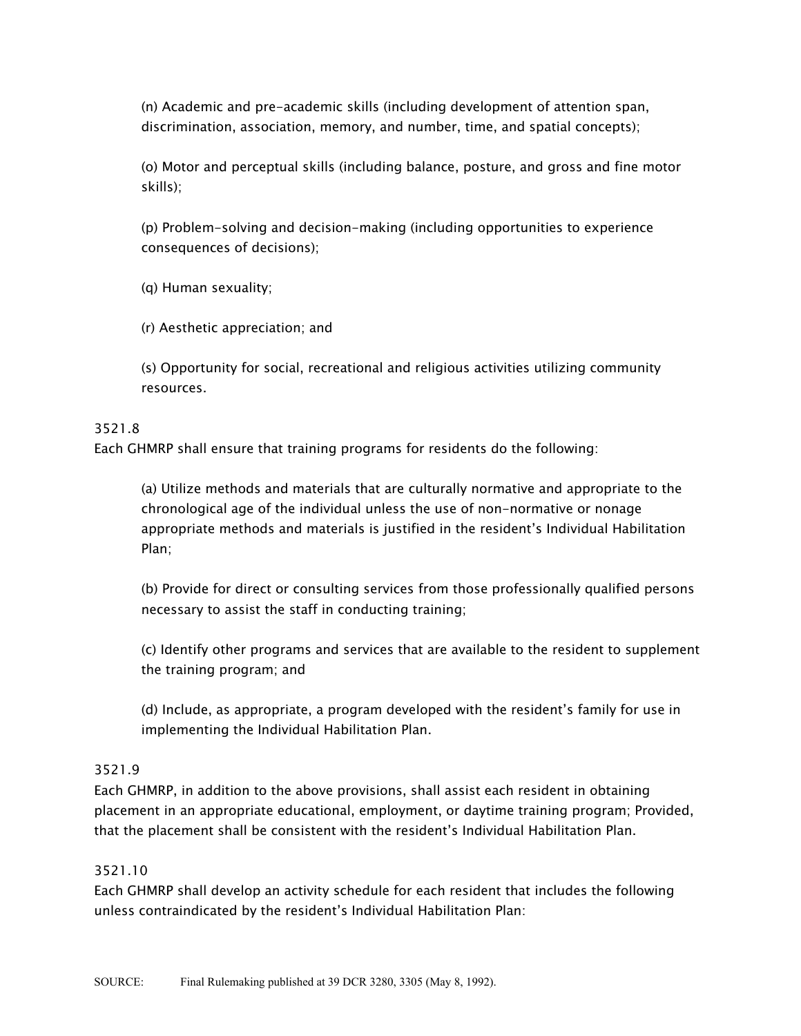(n) Academic and pre-academic skills (including development of attention span, discrimination, association, memory, and number, time, and spatial concepts);

(o) Motor and perceptual skills (including balance, posture, and gross and fine motor skills);

(p) Problem-solving and decision-making (including opportunities to experience consequences of decisions);

(q) Human sexuality;

(r) Aesthetic appreciation; and

(s) Opportunity for social, recreational and religious activities utilizing community resources.

3521.8
Each GHMRP shall ensure that training programs for residents do the following:

(a) Utilize methods and materials that are culturally normative and appropriate to the chronological age of the individual unless the use of non-normative or nonage appropriate methods and materials is justified in the resident's Individual Habilitation Plan;

(b) Provide for direct or consulting services from those professionally qualified persons necessary to assist the staff in conducting training;

(c) Identify other programs and services that are available to the resident to supplement the training program; and

(d) Include, as appropriate, a program developed with the resident's family for use in implementing the Individual Habilitation Plan.

3521.9
Each GHMRP, in addition to the above provisions, shall assist each resident in obtaining placement in an appropriate educational, employment, or daytime training program; Provided, that the placement shall be consistent with the resident's Individual Habilitation Plan.

3521.10
Each GHMRP shall develop an activity schedule for each resident that includes the following unless contraindicated by the resident's Individual Habilitation Plan:

SOURCE: Final Rulemaking published at 39 DCR 3280, 3305 (May 8, 1992).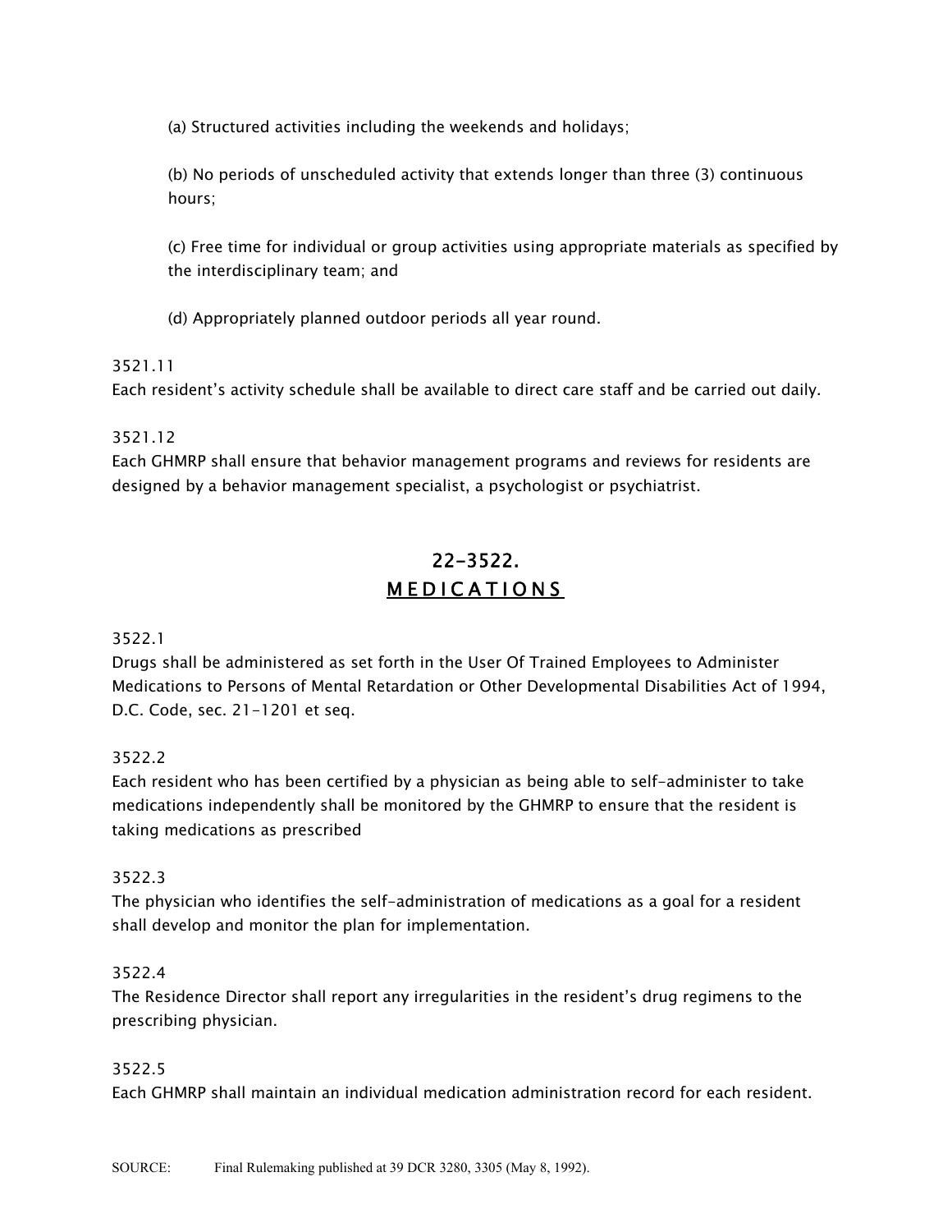(a) Structured activities including the weekends and holidays;

(b) No periods of unscheduled activity that extends longer than three (3) continuous hours;

(c) Free time for individual or group activities using appropriate materials as specified by the interdisciplinary team; and

(d) Appropriately planned outdoor periods all year round.

3521.11
Each resident's activity schedule shall be available to direct care staff and be carried out daily.

3521.12
Each GHMRP shall ensure that behavior management programs and reviews for residents are designed by a behavior management specialist, a psychologist or psychiatrist.

## 22-3522.
## MEDICATIONS

3522.1
Drugs shall be administered as set forth in the User Of Trained Employees to Administer Medications to Persons of Mental Retardation or Other Developmental Disabilities Act of 1994, D.C. Code, sec. 21-1201 et seq.

3522.2
Each resident who has been certified by a physician as being able to self-administer to take medications independently shall be monitored by the GHMRP to ensure that the resident is taking medications as prescribed

3522.3
The physician who identifies the self-administration of medications as a goal for a resident shall develop and monitor the plan for implementation.

3522.4
The Residence Director shall report any irregularities in the resident's drug regimens to the prescribing physician.

3522.5
Each GHMRP shall maintain an individual medication administration record for each resident.

SOURCE: Final Rulemaking published at 39 DCR 3280, 3305 (May 8, 1992).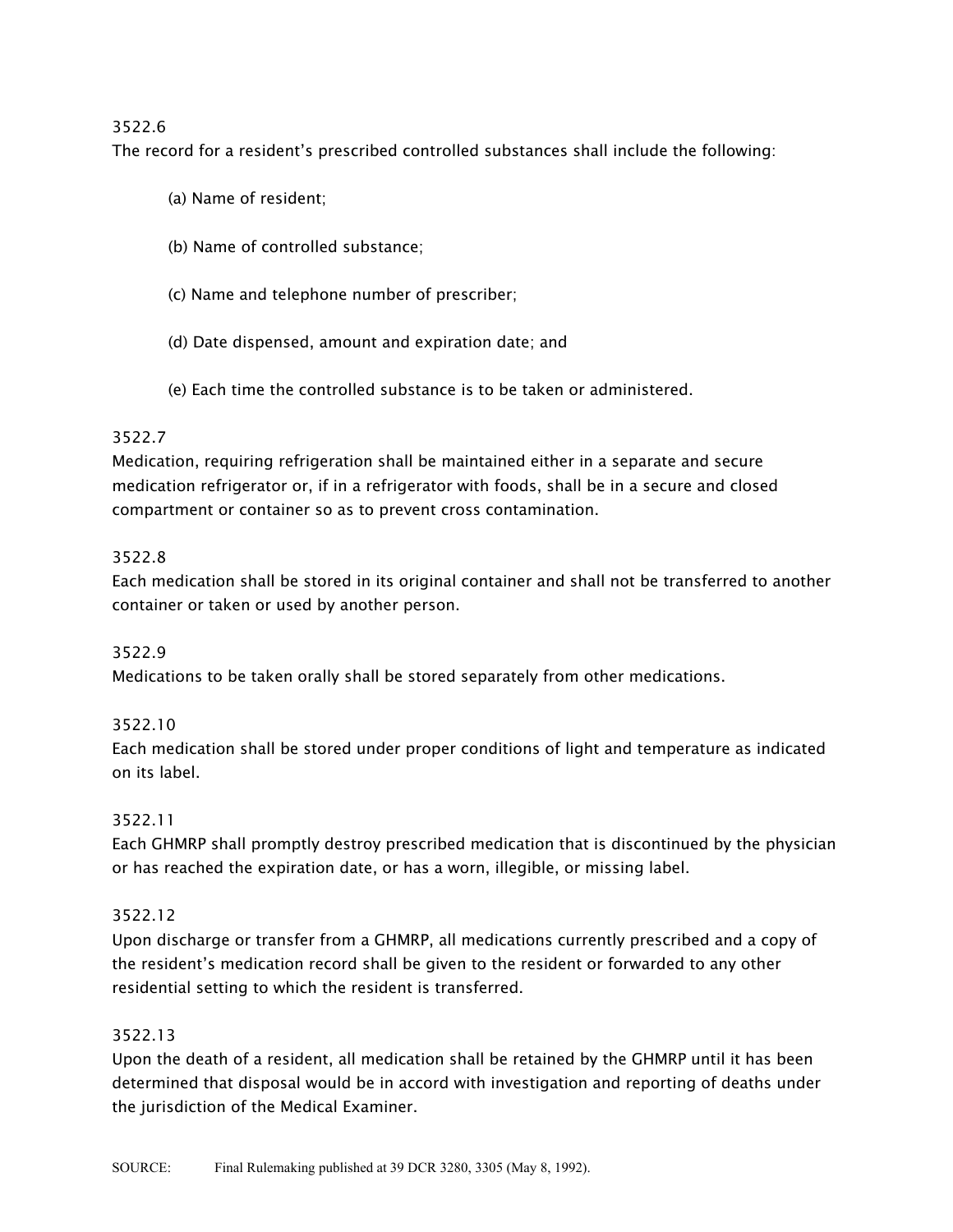3522.6

The record for a resident's prescribed controlled substances shall include the following:

(a) Name of resident;

(b) Name of controlled substance;

(c) Name and telephone number of prescriber;

(d) Date dispensed, amount and expiration date; and

(e) Each time the controlled substance is to be taken or administered.

3522.7

Medication, requiring refrigeration shall be maintained either in a separate and secure medication refrigerator or, if in a refrigerator with foods, shall be in a secure and closed compartment or container so as to prevent cross contamination.

3522.8

Each medication shall be stored in its original container and shall not be transferred to another container or taken or used by another person.

3522.9

Medications to be taken orally shall be stored separately from other medications.

3522.10

Each medication shall be stored under proper conditions of light and temperature as indicated on its label.

3522.11

Each GHMRP shall promptly destroy prescribed medication that is discontinued by the physician or has reached the expiration date, or has a worn, illegible, or missing label.

3522.12

Upon discharge or transfer from a GHMRP, all medications currently prescribed and a copy of the resident's medication record shall be given to the resident or forwarded to any other residential setting to which the resident is transferred.

3522.13

Upon the death of a resident, all medication shall be retained by the GHMRP until it has been determined that disposal would be in accord with investigation and reporting of deaths under the jurisdiction of the Medical Examiner.

SOURCE: Final Rulemaking published at 39 DCR 3280, 3305 (May 8, 1992).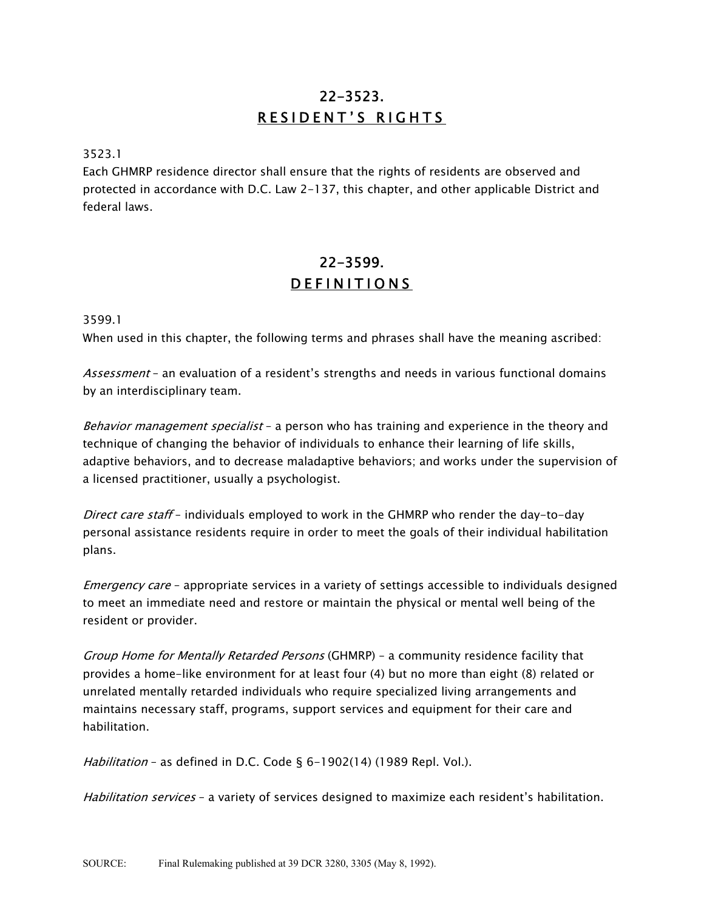# 22-3523.
## RESIDENT'S RIGHTS

3523.1
Each GHMRP residence director shall ensure that the rights of residents are observed and protected in accordance with D.C. Law 2-137, this chapter, and other applicable District and federal laws.

# 22-3599.
## DEFINITIONS

3599.1
When used in this chapter, the following terms and phrases shall have the meaning ascribed:

*Assessment* – an evaluation of a resident's strengths and needs in various functional domains by an interdisciplinary team.

*Behavior management specialist* – a person who has training and experience in the theory and technique of changing the behavior of individuals to enhance their learning of life skills, adaptive behaviors, and to decrease maladaptive behaviors; and works under the supervision of a licensed practitioner, usually a psychologist.

*Direct care staff* – individuals employed to work in the GHMRP who render the day-to-day personal assistance residents require in order to meet the goals of their individual habilitation plans.

*Emergency care* – appropriate services in a variety of settings accessible to individuals designed to meet an immediate need and restore or maintain the physical or mental well being of the resident or provider.

*Group Home for Mentally Retarded Persons* (GHMRP) – a community residence facility that provides a home-like environment for at least four (4) but no more than eight (8) related or unrelated mentally retarded individuals who require specialized living arrangements and maintains necessary staff, programs, support services and equipment for their care and habilitation.

*Habilitation* – as defined in D.C. Code § 6-1902(14) (1989 Repl. Vol.).

*Habilitation services* – a variety of services designed to maximize each resident's habilitation.

SOURCE: Final Rulemaking published at 39 DCR 3280, 3305 (May 8, 1992).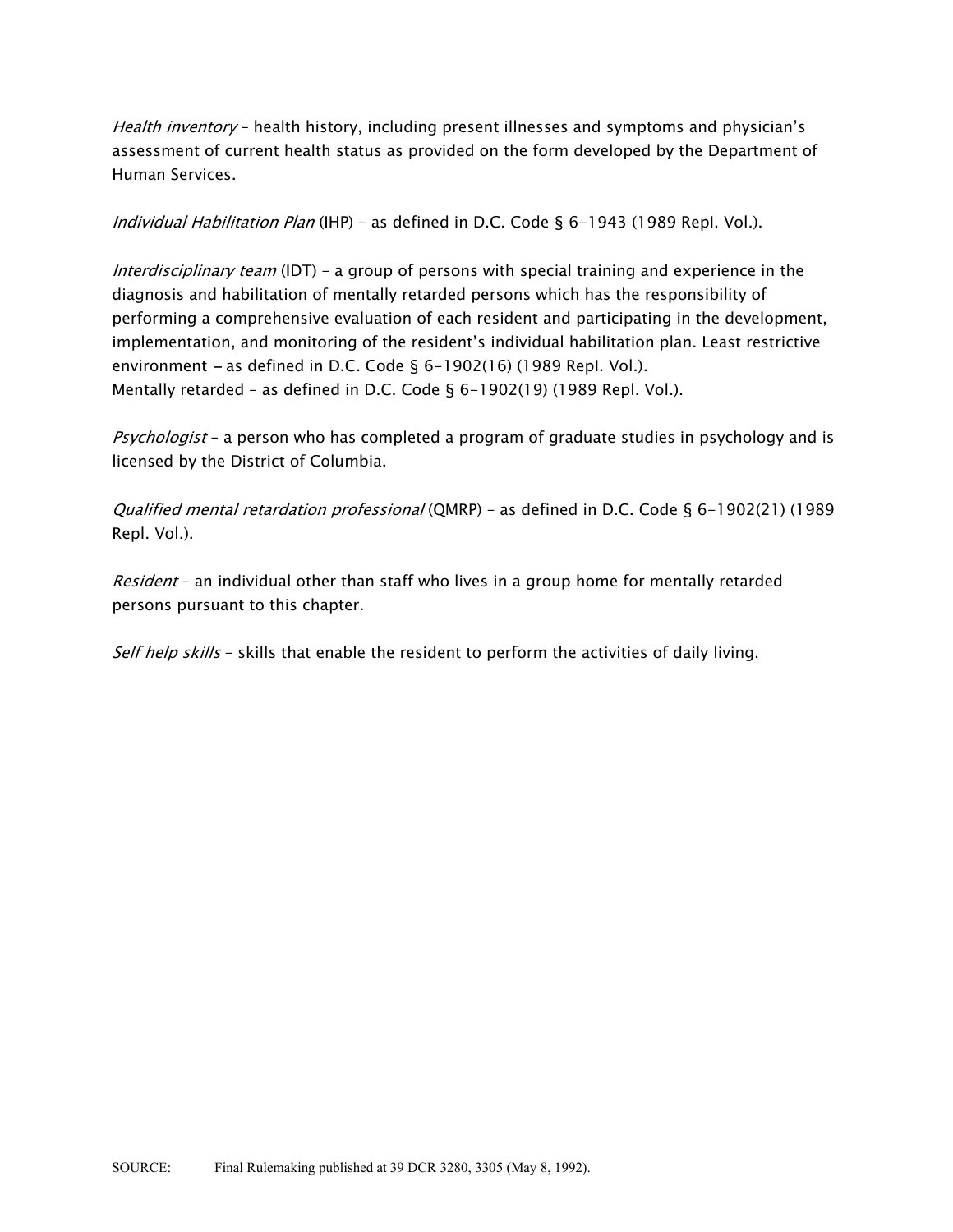*Health inventory* – health history, including present illnesses and symptoms and physician's assessment of current health status as provided on the form developed by the Department of Human Services.

*Individual Habilitation Plan* (IHP) – as defined in D.C. Code § 6-1943 (1989 Repl. Vol.).

*Interdisciplinary team* (IDT) – a group of persons with special training and experience in the diagnosis and habilitation of mentally retarded persons which has the responsibility of performing a comprehensive evaluation of each resident and participating in the development, implementation, and monitoring of the resident's individual habilitation plan. Least restrictive environment – as defined in D.C. Code § 6-1902(16) (1989 Repl. Vol.).
Mentally retarded – as defined in D.C. Code § 6-1902(19) (1989 Repl. Vol.).

*Psychologist* – a person who has completed a program of graduate studies in psychology and is licensed by the District of Columbia.

*Qualified mental retardation professional* (QMRP) – as defined in D.C. Code § 6-1902(21) (1989 Repl. Vol.).

*Resident* – an individual other than staff who lives in a group home for mentally retarded persons pursuant to this chapter.

*Self help skills* – skills that enable the resident to perform the activities of daily living.

SOURCE: Final Rulemaking published at 39 DCR 3280, 3305 (May 8, 1992).